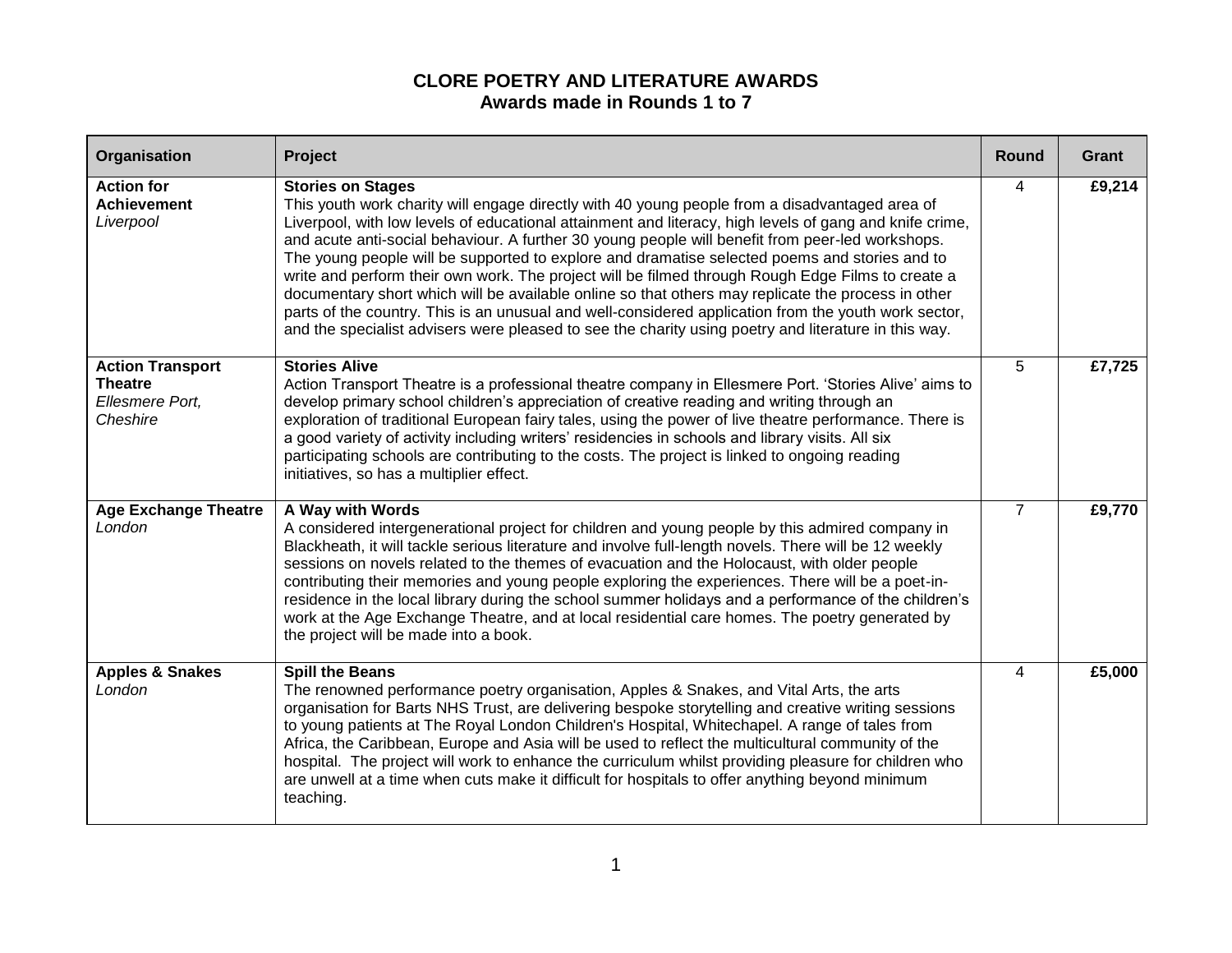# CLORE POETRY AND LITERATURE AWARDS

## Awards made in Rounds 1 to 7

| Organisation | Project | Round | Grant |
|---|---|---|---|
| **Action for Achievement** *Liverpool* | **Stories on Stages** This youth work charity will engage directly with 40 young people from a disadvantaged area of Liverpool, with low levels of educational attainment and literacy, high levels of gang and knife crime, and acute anti-social behaviour. A further 30 young people will benefit from peer-led workshops. The young people will be supported to explore and dramatise selected poems and stories and to write and perform their own work. The project will be filmed through Rough Edge Films to create a documentary short which will be available online so that others may replicate the process in other parts of the country. This is an unusual and well-considered application from the youth work sector, and the specialist advisers were pleased to see the charity using poetry and literature in this way. | 4 | **£9,214** |
| **Action Transport Theatre** *Ellesmere Port, Cheshire* | **Stories Alive** Action Transport Theatre is a professional theatre company in Ellesmere Port. 'Stories Alive' aims to develop primary school children's appreciation of creative reading and writing through an exploration of traditional European fairy tales, using the power of live theatre performance. There is a good variety of activity including writers' residencies in schools and library visits. All six participating schools are contributing to the costs. The project is linked to ongoing reading initiatives, so has a multiplier effect. | 5 | **£7,725** |
| **Age Exchange Theatre** *London* | **A Way with Words** A considered intergenerational project for children and young people by this admired company in Blackheath, it will tackle serious literature and involve full-length novels. There will be 12 weekly sessions on novels related to the themes of evacuation and the Holocaust, with older people contributing their memories and young people exploring the experiences. There will be a poet-in-residence in the local library during the school summer holidays and a performance of the children's work at the Age Exchange Theatre, and at local residential care homes. The poetry generated by the project will be made into a book. | 7 | **£9,770** |
| **Apples & Snakes** *London* | **Spill the Beans** The renowned performance poetry organisation, Apples & Snakes, and Vital Arts, the arts organisation for Barts NHS Trust, are delivering bespoke storytelling and creative writing sessions to young patients at The Royal London Children's Hospital, Whitechapel. A range of tales from Africa, the Caribbean, Europe and Asia will be used to reflect the multicultural community of the hospital. The project will work to enhance the curriculum whilst providing pleasure for children who are unwell at a time when cuts make it difficult for hospitals to offer anything beyond minimum teaching. | 4 | **£5,000** |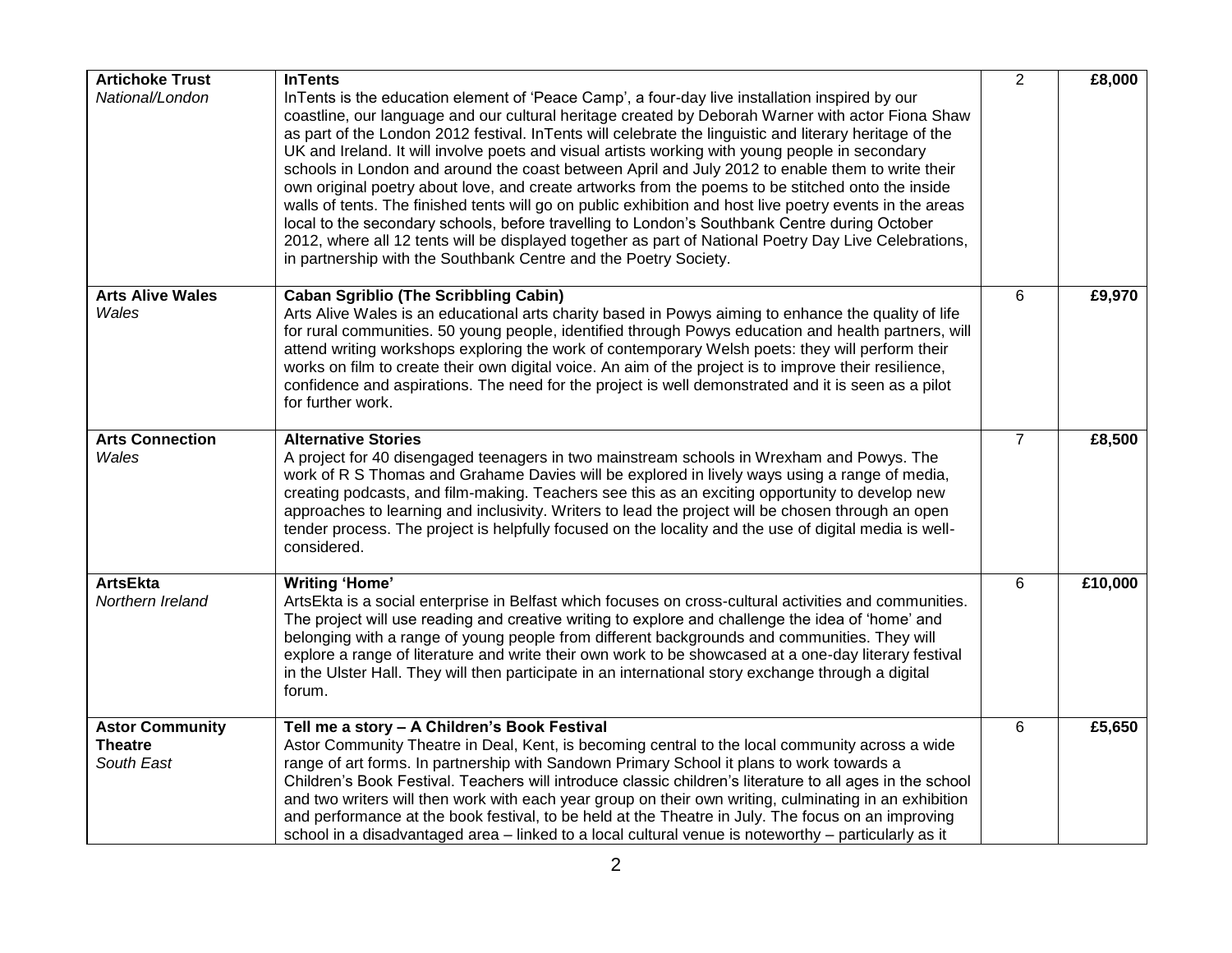| | | | |
|---|---|---|---|
| **Artichoke Trust**<br>*National/London* | **InTents**<br>InTents is the education element of 'Peace Camp', a four-day live installation inspired by our coastline, our language and our cultural heritage created by Deborah Warner with actor Fiona Shaw as part of the London 2012 festival. InTents will celebrate the linguistic and literary heritage of the UK and Ireland. It will involve poets and visual artists working with young people in secondary schools in London and around the coast between April and July 2012 to enable them to write their own original poetry about love, and create artworks from the poems to be stitched onto the inside walls of tents. The finished tents will go on public exhibition and host live poetry events in the areas local to the secondary schools, before travelling to London's Southbank Centre during October 2012, where all 12 tents will be displayed together as part of National Poetry Day Live Celebrations, in partnership with the Southbank Centre and the Poetry Society. | 2 | **£8,000** |
| **Arts Alive Wales**<br>*Wales* | **Caban Sgriblio (The Scribbling Cabin)**<br>Arts Alive Wales is an educational arts charity based in Powys aiming to enhance the quality of life for rural communities. 50 young people, identified through Powys education and health partners, will attend writing workshops exploring the work of contemporary Welsh poets: they will perform their works on film to create their own digital voice. An aim of the project is to improve their resilience, confidence and aspirations. The need for the project is well demonstrated and it is seen as a pilot for further work. | 6 | **£9,970** |
| **Arts Connection**<br>*Wales* | **Alternative Stories**<br>A project for 40 disengaged teenagers in two mainstream schools in Wrexham and Powys. The work of R S Thomas and Grahame Davies will be explored in lively ways using a range of media, creating podcasts, and film-making. Teachers see this as an exciting opportunity to develop new approaches to learning and inclusivity. Writers to lead the project will be chosen through an open tender process. The project is helpfully focused on the locality and the use of digital media is well-considered. | 7 | **£8,500** |
| **ArtsEkta**<br>*Northern Ireland* | **Writing 'Home'**<br>ArtsEkta is a social enterprise in Belfast which focuses on cross-cultural activities and communities. The project will use reading and creative writing to explore and challenge the idea of 'home' and belonging with a range of young people from different backgrounds and communities. They will explore a range of literature and write their own work to be showcased at a one-day literary festival in the Ulster Hall. They will then participate in an international story exchange through a digital forum. | 6 | **£10,000** |
| **Astor Community Theatre**<br>*South East* | **Tell me a story – A Children's Book Festival**<br>Astor Community Theatre in Deal, Kent, is becoming central to the local community across a wide range of art forms. In partnership with Sandown Primary School it plans to work towards a Children's Book Festival. Teachers will introduce classic children's literature to all ages in the school and two writers will then work with each year group on their own writing, culminating in an exhibition and performance at the book festival, to be held at the Theatre in July. The focus on an improving school in a disadvantaged area – linked to a local cultural venue is noteworthy – particularly as it | 6 | **£5,650** |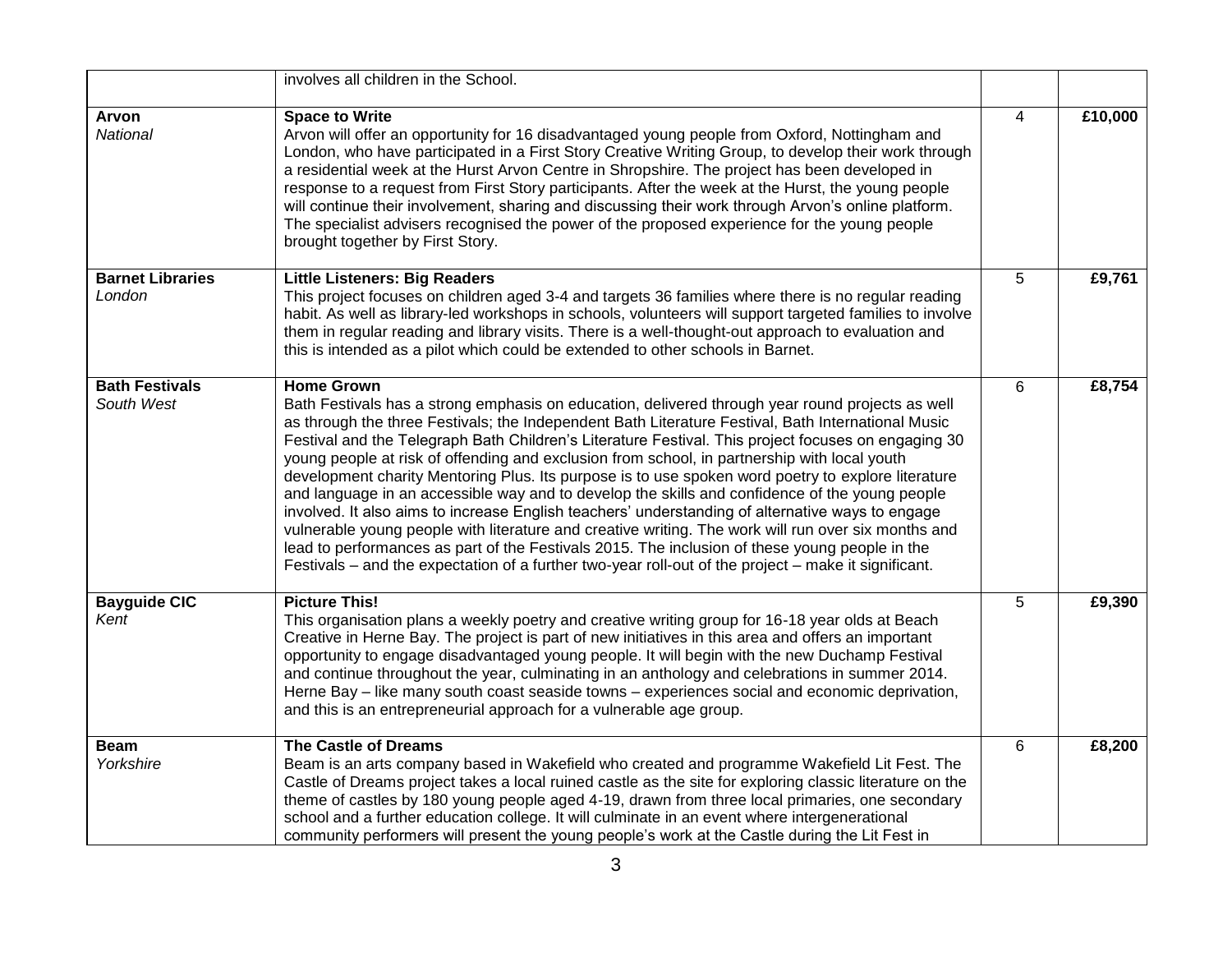| | | | |
|---|---|---|---|
| | involves all children in the School. | | |
| **Arvon** *National* | **Space to Write** Arvon will offer an opportunity for 16 disadvantaged young people from Oxford, Nottingham and London, who have participated in a First Story Creative Writing Group, to develop their work through a residential week at the Hurst Arvon Centre in Shropshire. The project has been developed in response to a request from First Story participants. After the week at the Hurst, the young people will continue their involvement, sharing and discussing their work through Arvon's online platform. The specialist advisers recognised the power of the proposed experience for the young people brought together by First Story. | 4 | **£10,000** |
| **Barnet Libraries** *London* | **Little Listeners: Big Readers** This project focuses on children aged 3-4 and targets 36 families where there is no regular reading habit. As well as library-led workshops in schools, volunteers will support targeted families to involve them in regular reading and library visits. There is a well-thought-out approach to evaluation and this is intended as a pilot which could be extended to other schools in Barnet. | 5 | **£9,761** |
| **Bath Festivals** *South West* | **Home Grown** Bath Festivals has a strong emphasis on education, delivered through year round projects as well as through the three Festivals; the Independent Bath Literature Festival, Bath International Music Festival and the Telegraph Bath Children's Literature Festival. This project focuses on engaging 30 young people at risk of offending and exclusion from school, in partnership with local youth development charity Mentoring Plus. Its purpose is to use spoken word poetry to explore literature and language in an accessible way and to develop the skills and confidence of the young people involved. It also aims to increase English teachers' understanding of alternative ways to engage vulnerable young people with literature and creative writing. The work will run over six months and lead to performances as part of the Festivals 2015. The inclusion of these young people in the Festivals – and the expectation of a further two-year roll-out of the project – make it significant. | 6 | **£8,754** |
| **Bayguide CIC** *Kent* | **Picture This!** This organisation plans a weekly poetry and creative writing group for 16-18 year olds at Beach Creative in Herne Bay. The project is part of new initiatives in this area and offers an important opportunity to engage disadvantaged young people. It will begin with the new Duchamp Festival and continue throughout the year, culminating in an anthology and celebrations in summer 2014. Herne Bay – like many south coast seaside towns – experiences social and economic deprivation, and this is an entrepreneurial approach for a vulnerable age group. | 5 | **£9,390** |
| **Beam** *Yorkshire* | **The Castle of Dreams** Beam is an arts company based in Wakefield who created and programme Wakefield Lit Fest. The Castle of Dreams project takes a local ruined castle as the site for exploring classic literature on the theme of castles by 180 young people aged 4-19, drawn from three local primaries, one secondary school and a further education college. It will culminate in an event where intergenerational community performers will present the young people's work at the Castle during the Lit Fest in | 6 | **£8,200** |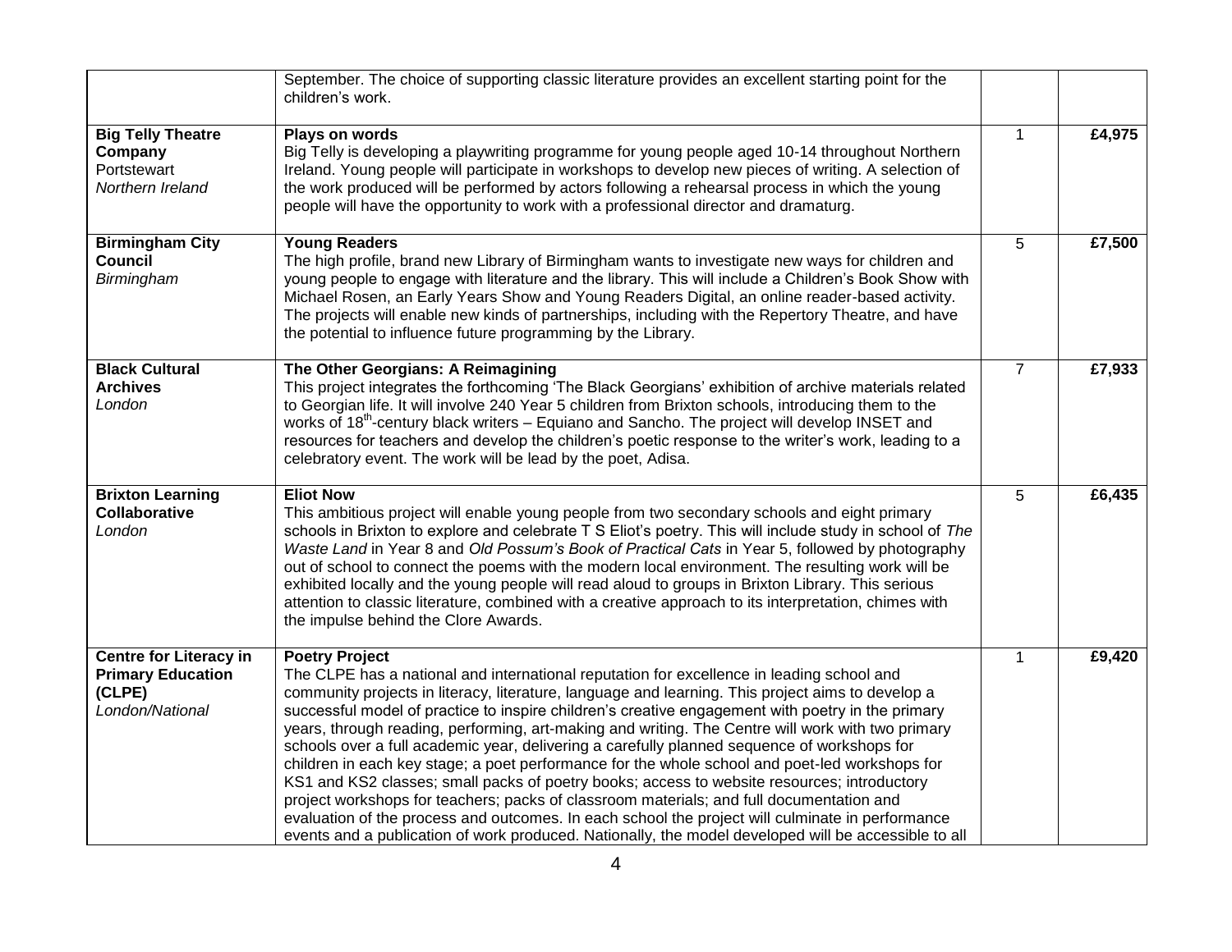| | | | |
|---|---|---|---|
| | September. The choice of supporting classic literature provides an excellent starting point for the children's work. | | |
| **Big Telly Theatre Company**<br>Portstewart<br>*Northern Ireland* | **Plays on words**<br>Big Telly is developing a playwriting programme for young people aged 10-14 throughout Northern Ireland. Young people will participate in workshops to develop new pieces of writing. A selection of the work produced will be performed by actors following a rehearsal process in which the young people will have the opportunity to work with a professional director and dramaturg. | 1 | **£4,975** |
| **Birmingham City Council**<br>*Birmingham* | **Young Readers**<br>The high profile, brand new Library of Birmingham wants to investigate new ways for children and young people to engage with literature and the library. This will include a Children's Book Show with Michael Rosen, an Early Years Show and Young Readers Digital, an online reader-based activity. The projects will enable new kinds of partnerships, including with the Repertory Theatre, and have the potential to influence future programming by the Library. | 5 | **£7,500** |
| **Black Cultural Archives**<br>*London* | **The Other Georgians: A Reimagining**<br>This project integrates the forthcoming 'The Black Georgians' exhibition of archive materials related to Georgian life. It will involve 240 Year 5 children from Brixton schools, introducing them to the works of 18th-century black writers – Equiano and Sancho. The project will develop INSET and resources for teachers and develop the children's poetic response to the writer's work, leading to a celebratory event. The work will be lead by the poet, Adisa. | 7 | **£7,933** |
| **Brixton Learning Collaborative**<br>*London* | **Eliot Now**<br>This ambitious project will enable young people from two secondary schools and eight primary schools in Brixton to explore and celebrate T S Eliot's poetry. This will include study in school of *The Waste Land* in Year 8 and *Old Possum's Book of Practical Cats* in Year 5, followed by photography out of school to connect the poems with the modern local environment. The resulting work will be exhibited locally and the young people will read aloud to groups in Brixton Library. This serious attention to classic literature, combined with a creative approach to its interpretation, chimes with the impulse behind the Clore Awards. | 5 | **£6,435** |
| **Centre for Literacy in Primary Education (CLPE)**<br>*London/National* | **Poetry Project**<br>The CLPE has a national and international reputation for excellence in leading school and community projects in literacy, literature, language and learning. This project aims to develop a successful model of practice to inspire children's creative engagement with poetry in the primary years, through reading, performing, art-making and writing. The Centre will work with two primary schools over a full academic year, delivering a carefully planned sequence of workshops for children in each key stage; a poet performance for the whole school and poet-led workshops for KS1 and KS2 classes; small packs of poetry books; access to website resources; introductory project workshops for teachers; packs of classroom materials; and full documentation and evaluation of the process and outcomes. In each school the project will culminate in performance events and a publication of work produced. Nationally, the model developed will be accessible to all | 1 | **£9,420** |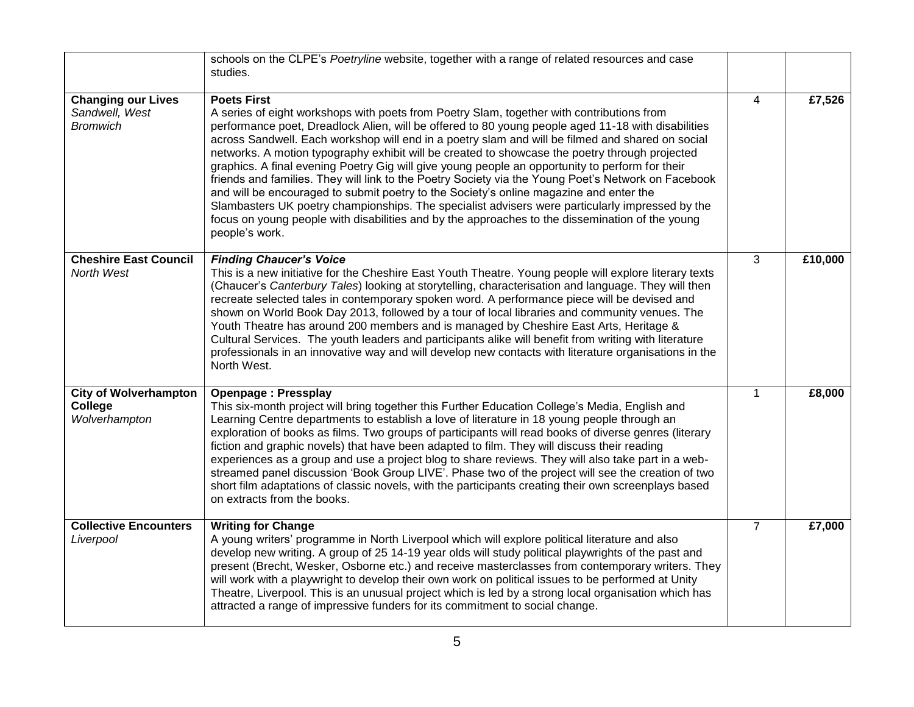| | | | |
|---|---|---|---|
| | schools on the CLPE's *Poetryline* website, together with a range of related resources and case studies. | | |
| **Changing our Lives** *Sandwell, West Bromwich* | **Poets First** A series of eight workshops with poets from Poetry Slam, together with contributions from performance poet, Dreadlock Alien, will be offered to 80 young people aged 11-18 with disabilities across Sandwell. Each workshop will end in a poetry slam and will be filmed and shared on social networks. A motion typography exhibit will be created to showcase the poetry through projected graphics. A final evening Poetry Gig will give young people an opportunity to perform for their friends and families. They will link to the Poetry Society via the Young Poet's Network on Facebook and will be encouraged to submit poetry to the Society's online magazine and enter the Slambasters UK poetry championships. The specialist advisers were particularly impressed by the focus on young people with disabilities and by the approaches to the dissemination of the young people's work. | 4 | **£7,526** |
| **Cheshire East Council** *North West* | ***Finding Chaucer's Voice*** This is a new initiative for the Cheshire East Youth Theatre. Young people will explore literary texts (Chaucer's *Canterbury Tales*) looking at storytelling, characterisation and language. They will then recreate selected tales in contemporary spoken word. A performance piece will be devised and shown on World Book Day 2013, followed by a tour of local libraries and community venues. The Youth Theatre has around 200 members and is managed by Cheshire East Arts, Heritage & Cultural Services. The youth leaders and participants alike will benefit from writing with literature professionals in an innovative way and will develop new contacts with literature organisations in the North West. | 3 | **£10,000** |
| **City of Wolverhampton College** *Wolverhampton* | **Openpage : Pressplay** This six-month project will bring together this Further Education College's Media, English and Learning Centre departments to establish a love of literature in 18 young people through an exploration of books as films. Two groups of participants will read books of diverse genres (literary fiction and graphic novels) that have been adapted to film. They will discuss their reading experiences as a group and use a project blog to share reviews. They will also take part in a web-streamed panel discussion 'Book Group LIVE'. Phase two of the project will see the creation of two short film adaptations of classic novels, with the participants creating their own screenplays based on extracts from the books. | 1 | **£8,000** |
| **Collective Encounters** *Liverpool* | **Writing for Change** A young writers' programme in North Liverpool which will explore political literature and also develop new writing. A group of 25 14-19 year olds will study political playwrights of the past and present (Brecht, Wesker, Osborne etc.) and receive masterclasses from contemporary writers. They will work with a playwright to develop their own work on political issues to be performed at Unity Theatre, Liverpool. This is an unusual project which is led by a strong local organisation which has attracted a range of impressive funders for its commitment to social change. | 7 | **£7,000** |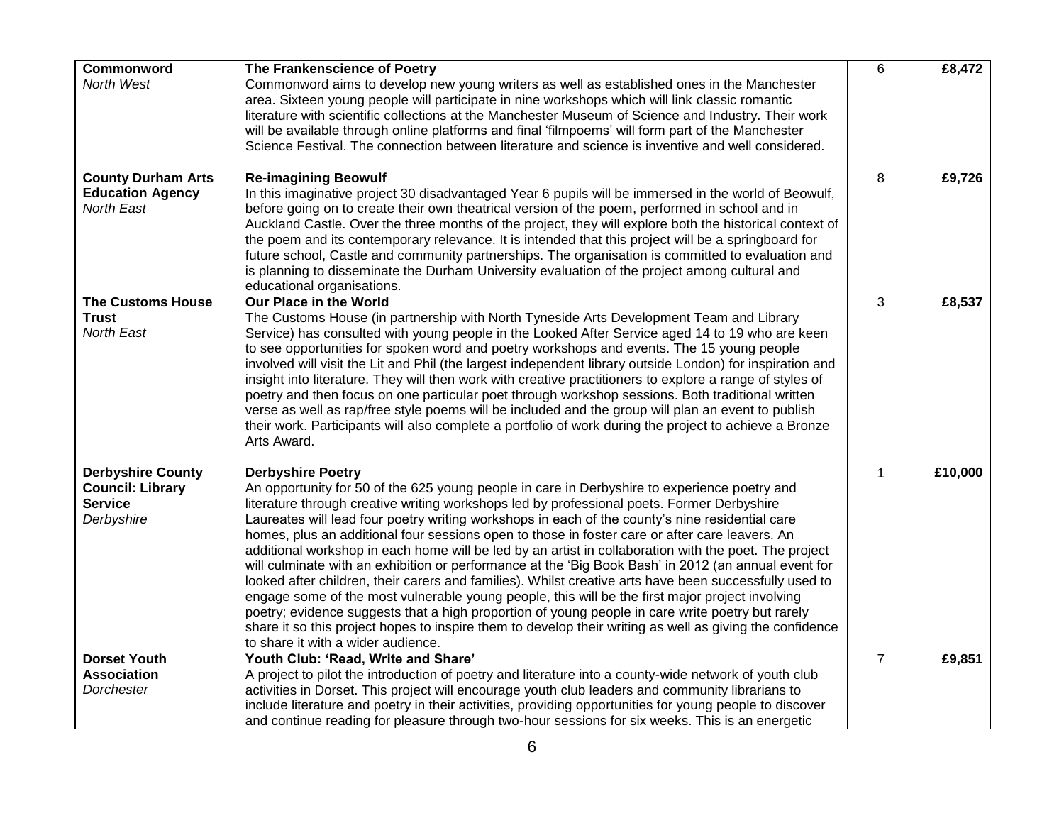| | | | |
|---|---|---|---|
| **Commonword**<br>*North West* | **The Frankenscience of Poetry**<br>Commonword aims to develop new young writers as well as established ones in the Manchester area. Sixteen young people will participate in nine workshops which will link classic romantic literature with scientific collections at the Manchester Museum of Science and Industry. Their work will be available through online platforms and final 'filmpoems' will form part of the Manchester Science Festival. The connection between literature and science is inventive and well considered. | 6 | **£8,472** |
| **County Durham Arts Education Agency**<br>*North East* | **Re-imagining Beowulf**<br>In this imaginative project 30 disadvantaged Year 6 pupils will be immersed in the world of Beowulf, before going on to create their own theatrical version of the poem, performed in school and in Auckland Castle. Over the three months of the project, they will explore both the historical context of the poem and its contemporary relevance. It is intended that this project will be a springboard for future school, Castle and community partnerships. The organisation is committed to evaluation and is planning to disseminate the Durham University evaluation of the project among cultural and educational organisations. | 8 | **£9,726** |
| **The Customs House Trust**<br>*North East* | **Our Place in the World**<br>The Customs House (in partnership with North Tyneside Arts Development Team and Library Service) has consulted with young people in the Looked After Service aged 14 to 19 who are keen to see opportunities for spoken word and poetry workshops and events. The 15 young people involved will visit the Lit and Phil (the largest independent library outside London) for inspiration and insight into literature. They will then work with creative practitioners to explore a range of styles of poetry and then focus on one particular poet through workshop sessions. Both traditional written verse as well as rap/free style poems will be included and the group will plan an event to publish their work. Participants will also complete a portfolio of work during the project to achieve a Bronze Arts Award. | 3 | **£8,537** |
| **Derbyshire County Council: Library Service**<br>*Derbyshire* | **Derbyshire Poetry**<br>An opportunity for 50 of the 625 young people in care in Derbyshire to experience poetry and literature through creative writing workshops led by professional poets. Former Derbyshire Laureates will lead four poetry writing workshops in each of the county's nine residential care homes, plus an additional four sessions open to those in foster care or after care leavers. An additional workshop in each home will be led by an artist in collaboration with the poet. The project will culminate with an exhibition or performance at the 'Big Book Bash' in 2012 (an annual event for looked after children, their carers and families). Whilst creative arts have been successfully used to engage some of the most vulnerable young people, this will be the first major project involving poetry; evidence suggests that a high proportion of young people in care write poetry but rarely share it so this project hopes to inspire them to develop their writing as well as giving the confidence to share it with a wider audience. | 1 | **£10,000** |
| **Dorset Youth Association**<br>*Dorchester* | **Youth Club: 'Read, Write and Share'**<br>A project to pilot the introduction of poetry and literature into a county-wide network of youth club activities in Dorset. This project will encourage youth club leaders and community librarians to include literature and poetry in their activities, providing opportunities for young people to discover and continue reading for pleasure through two-hour sessions for six weeks. This is an energetic | 7 | **£9,851** |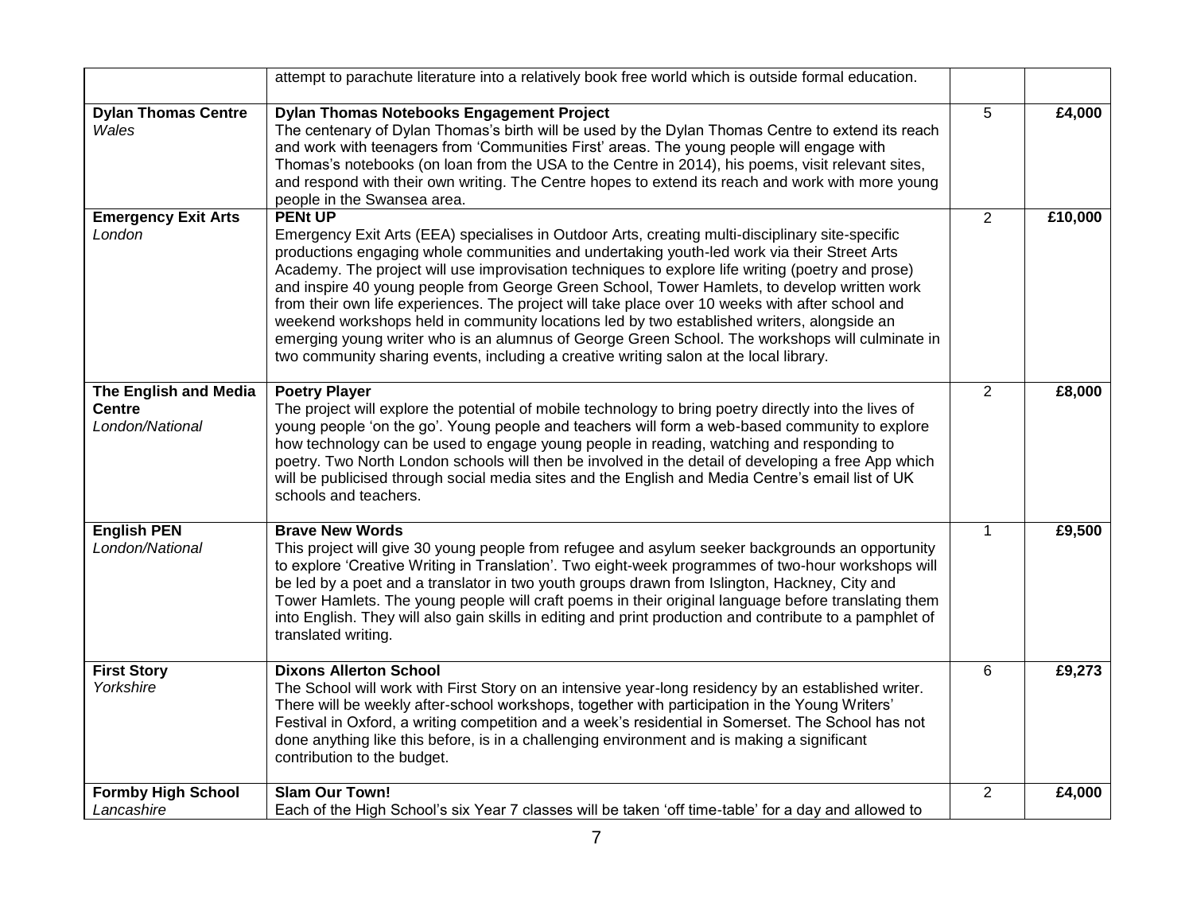| | | | |
|---|---|---|---|
| | attempt to parachute literature into a relatively book free world which is outside formal education. | | |
| **Dylan Thomas Centre** *Wales* | **Dylan Thomas Notebooks Engagement Project** The centenary of Dylan Thomas's birth will be used by the Dylan Thomas Centre to extend its reach and work with teenagers from 'Communities First' areas. The young people will engage with Thomas's notebooks (on loan from the USA to the Centre in 2014), his poems, visit relevant sites, and respond with their own writing. The Centre hopes to extend its reach and work with more young people in the Swansea area. | 5 | **£4,000** |
| **Emergency Exit Arts** *London* | **PENt UP** Emergency Exit Arts (EEA) specialises in Outdoor Arts, creating multi-disciplinary site-specific productions engaging whole communities and undertaking youth-led work via their Street Arts Academy. The project will use improvisation techniques to explore life writing (poetry and prose) and inspire 40 young people from George Green School, Tower Hamlets, to develop written work from their own life experiences. The project will take place over 10 weeks with after school and weekend workshops held in community locations led by two established writers, alongside an emerging young writer who is an alumnus of George Green School. The workshops will culminate in two community sharing events, including a creative writing salon at the local library. | 2 | **£10,000** |
| **The English and Media Centre** *London/National* | **Poetry Player** The project will explore the potential of mobile technology to bring poetry directly into the lives of young people 'on the go'. Young people and teachers will form a web-based community to explore how technology can be used to engage young people in reading, watching and responding to poetry. Two North London schools will then be involved in the detail of developing a free App which will be publicised through social media sites and the English and Media Centre's email list of UK schools and teachers. | 2 | **£8,000** |
| **English PEN** *London/National* | **Brave New Words** This project will give 30 young people from refugee and asylum seeker backgrounds an opportunity to explore 'Creative Writing in Translation'. Two eight-week programmes of two-hour workshops will be led by a poet and a translator in two youth groups drawn from Islington, Hackney, City and Tower Hamlets. The young people will craft poems in their original language before translating them into English. They will also gain skills in editing and print production and contribute to a pamphlet of translated writing. | 1 | **£9,500** |
| **First Story** *Yorkshire* | **Dixons Allerton School** The School will work with First Story on an intensive year-long residency by an established writer. There will be weekly after-school workshops, together with participation in the Young Writers' Festival in Oxford, a writing competition and a week's residential in Somerset. The School has not done anything like this before, is in a challenging environment and is making a significant contribution to the budget. | 6 | **£9,273** |
| **Formby High School** *Lancashire* | **Slam Our Town!** Each of the High School's six Year 7 classes will be taken 'off time-table' for a day and allowed to | 2 | **£4,000** |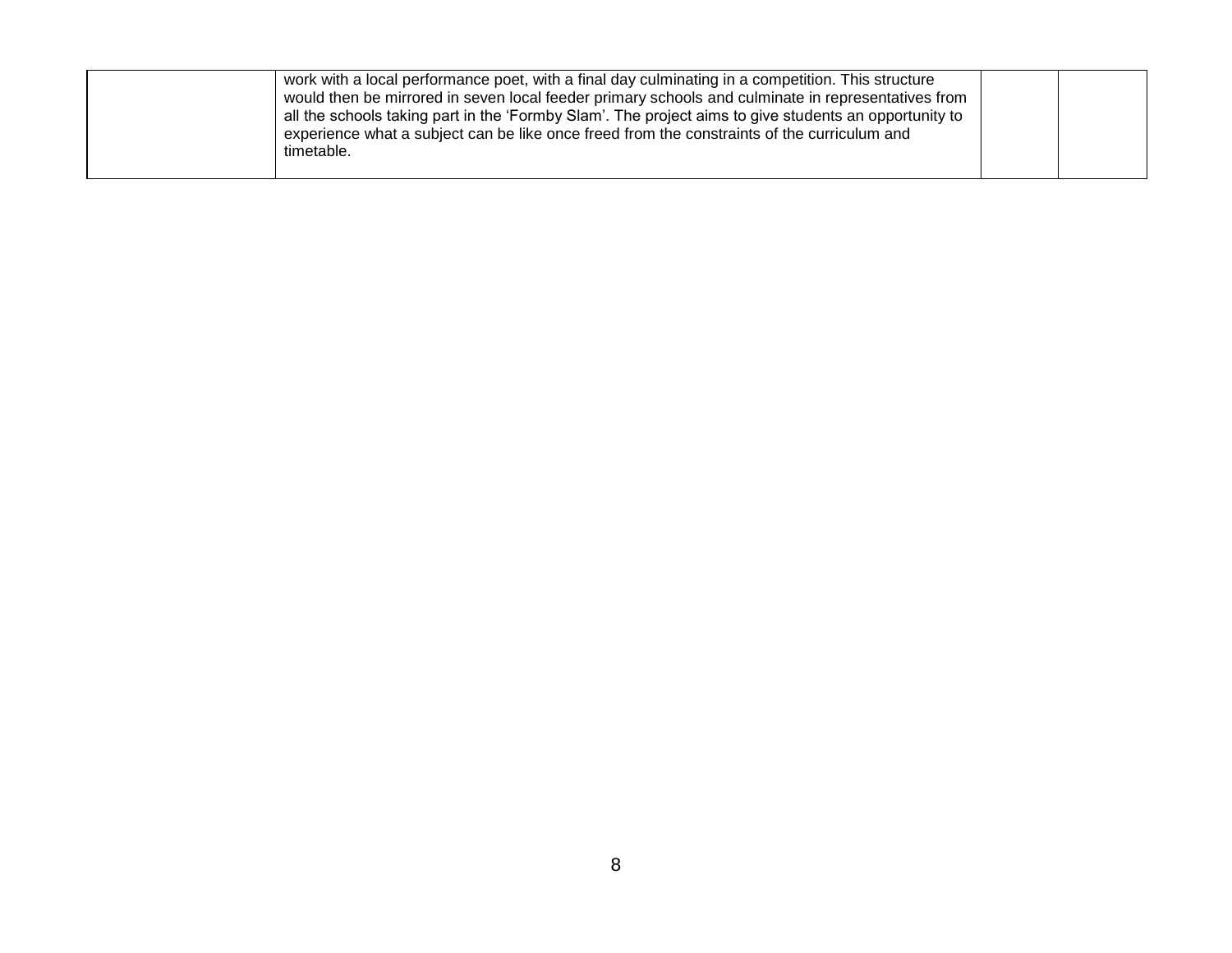| | | | |
|---|---|---|---|
| | work with a local performance poet, with a final day culminating in a competition. This structure would then be mirrored in seven local feeder primary schools and culminate in representatives from all the schools taking part in the 'Formby Slam'. The project aims to give students an opportunity to experience what a subject can be like once freed from the constraints of the curriculum and timetable. | | |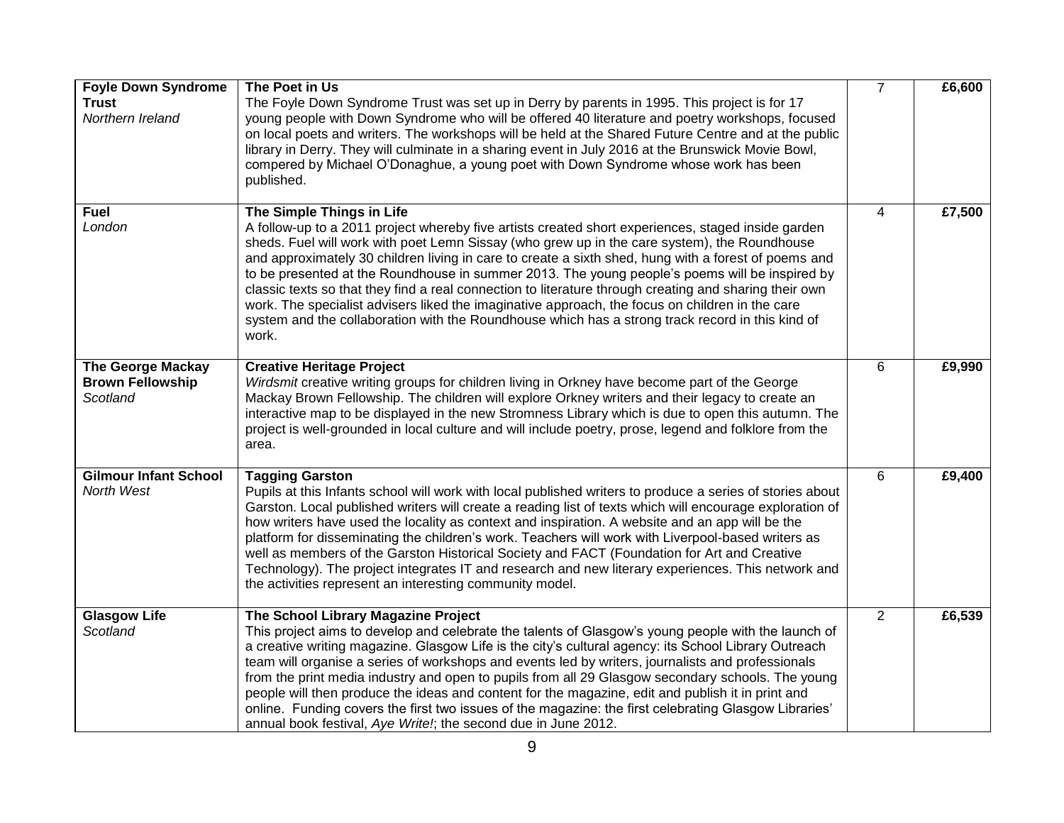| | | | |
|---|---|---|---|
| **Foyle Down Syndrome Trust**<br>*Northern Ireland* | **The Poet in Us**<br>The Foyle Down Syndrome Trust was set up in Derry by parents in 1995. This project is for 17 young people with Down Syndrome who will be offered 40 literature and poetry workshops, focused on local poets and writers. The workshops will be held at the Shared Future Centre and at the public library in Derry. They will culminate in a sharing event in July 2016 at the Brunswick Movie Bowl, compered by Michael O'Donaghue, a young poet with Down Syndrome whose work has been published. | 7 | **£6,600** |
| **Fuel**<br>*London* | **The Simple Things in Life**<br>A follow-up to a 2011 project whereby five artists created short experiences, staged inside garden sheds. Fuel will work with poet Lemn Sissay (who grew up in the care system), the Roundhouse and approximately 30 children living in care to create a sixth shed, hung with a forest of poems and to be presented at the Roundhouse in summer 2013. The young people's poems will be inspired by classic texts so that they find a real connection to literature through creating and sharing their own work. The specialist advisers liked the imaginative approach, the focus on children in the care system and the collaboration with the Roundhouse which has a strong track record in this kind of work. | 4 | **£7,500** |
| **The George Mackay Brown Fellowship**<br>*Scotland* | **Creative Heritage Project**<br>*Wirdsmit* creative writing groups for children living in Orkney have become part of the George Mackay Brown Fellowship. The children will explore Orkney writers and their legacy to create an interactive map to be displayed in the new Stromness Library which is due to open this autumn. The project is well-grounded in local culture and will include poetry, prose, legend and folklore from the area. | 6 | **£9,990** |
| **Gilmour Infant School**<br>*North West* | **Tagging Garston**<br>Pupils at this Infants school will work with local published writers to produce a series of stories about Garston. Local published writers will create a reading list of texts which will encourage exploration of how writers have used the locality as context and inspiration. A website and an app will be the platform for disseminating the children's work. Teachers will work with Liverpool-based writers as well as members of the Garston Historical Society and FACT (Foundation for Art and Creative Technology). The project integrates IT and research and new literary experiences. This network and the activities represent an interesting community model. | 6 | **£9,400** |
| **Glasgow Life**<br>*Scotland* | **The School Library Magazine Project**<br>This project aims to develop and celebrate the talents of Glasgow's young people with the launch of a creative writing magazine. Glasgow Life is the city's cultural agency: its School Library Outreach team will organise a series of workshops and events led by writers, journalists and professionals from the print media industry and open to pupils from all 29 Glasgow secondary schools. The young people will then produce the ideas and content for the magazine, edit and publish it in print and online. Funding covers the first two issues of the magazine: the first celebrating Glasgow Libraries' annual book festival, *Aye Write!*; the second due in June 2012. | 2 | **£6,539** |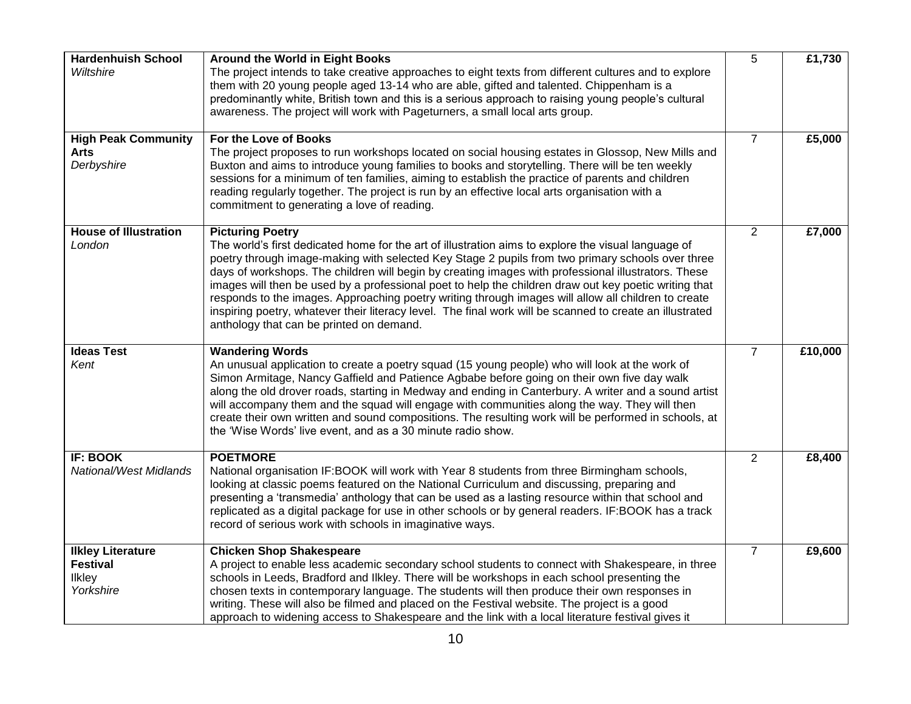| | | | |
|---|---|---|---|
| **Hardenhuish School** *Wiltshire* | **Around the World in Eight Books** The project intends to take creative approaches to eight texts from different cultures and to explore them with 20 young people aged 13-14 who are able, gifted and talented. Chippenham is a predominantly white, British town and this is a serious approach to raising young people's cultural awareness. The project will work with Pageturners, a small local arts group. | 5 | **£1,730** |
| **High Peak Community Arts** *Derbyshire* | **For the Love of Books** The project proposes to run workshops located on social housing estates in Glossop, New Mills and Buxton and aims to introduce young families to books and storytelling. There will be ten weekly sessions for a minimum of ten families, aiming to establish the practice of parents and children reading regularly together. The project is run by an effective local arts organisation with a commitment to generating a love of reading. | 7 | **£5,000** |
| **House of Illustration** *London* | **Picturing Poetry** The world's first dedicated home for the art of illustration aims to explore the visual language of poetry through image-making with selected Key Stage 2 pupils from two primary schools over three days of workshops. The children will begin by creating images with professional illustrators. These images will then be used by a professional poet to help the children draw out key poetic writing that responds to the images. Approaching poetry writing through images will allow all children to create inspiring poetry, whatever their literacy level. The final work will be scanned to create an illustrated anthology that can be printed on demand. | 2 | **£7,000** |
| **Ideas Test** *Kent* | **Wandering Words** An unusual application to create a poetry squad (15 young people) who will look at the work of Simon Armitage, Nancy Gaffield and Patience Agbabe before going on their own five day walk along the old drover roads, starting in Medway and ending in Canterbury. A writer and a sound artist will accompany them and the squad will engage with communities along the way. They will then create their own written and sound compositions. The resulting work will be performed in schools, at the 'Wise Words' live event, and as a 30 minute radio show. | 7 | **£10,000** |
| **IF: BOOK** *National/West Midlands* | **POETMORE** National organisation IF:BOOK will work with Year 8 students from three Birmingham schools, looking at classic poems featured on the National Curriculum and discussing, preparing and presenting a 'transmedia' anthology that can be used as a lasting resource within that school and replicated as a digital package for use in other schools or by general readers. IF:BOOK has a track record of serious work with schools in imaginative ways. | 2 | **£8,400** |
| **Ilkley Literature Festival** Ilkley *Yorkshire* | **Chicken Shop Shakespeare** A project to enable less academic secondary school students to connect with Shakespeare, in three schools in Leeds, Bradford and Ilkley. There will be workshops in each school presenting the chosen texts in contemporary language. The students will then produce their own responses in writing. These will also be filmed and placed on the Festival website. The project is a good approach to widening access to Shakespeare and the link with a local literature festival gives it | 7 | **£9,600** |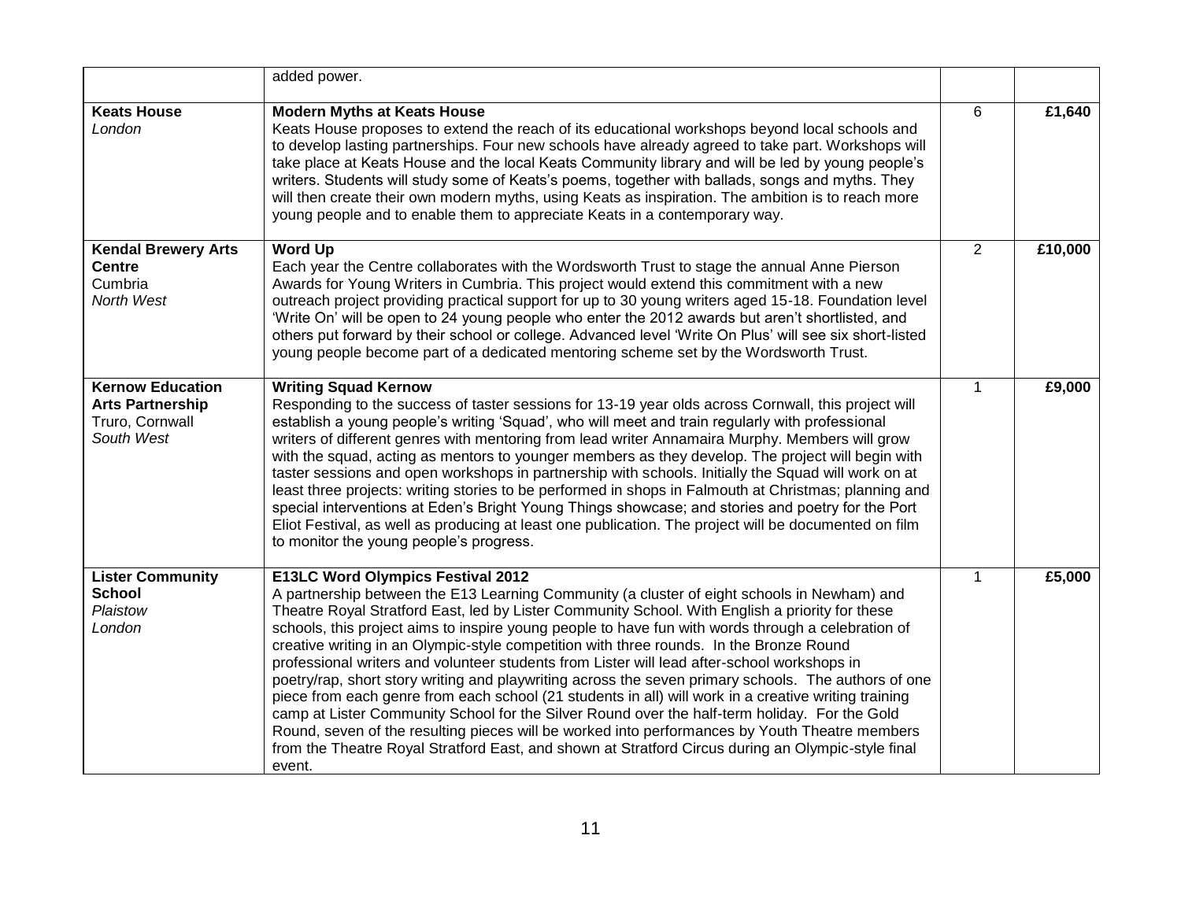| | | | |
|---|---|---|---|
| | added power. | | |
| **Keats House** *London* | **Modern Myths at Keats House** Keats House proposes to extend the reach of its educational workshops beyond local schools and to develop lasting partnerships. Four new schools have already agreed to take part. Workshops will take place at Keats House and the local Keats Community library and will be led by young people's writers. Students will study some of Keats's poems, together with ballads, songs and myths. They will then create their own modern myths, using Keats as inspiration. The ambition is to reach more young people and to enable them to appreciate Keats in a contemporary way. | 6 | **£1,640** |
| **Kendal Brewery Arts Centre** Cumbria *North West* | **Word Up** Each year the Centre collaborates with the Wordsworth Trust to stage the annual Anne Pierson Awards for Young Writers in Cumbria. This project would extend this commitment with a new outreach project providing practical support for up to 30 young writers aged 15-18. Foundation level 'Write On' will be open to 24 young people who enter the 2012 awards but aren't shortlisted, and others put forward by their school or college. Advanced level 'Write On Plus' will see six short-listed young people become part of a dedicated mentoring scheme set by the Wordsworth Trust. | 2 | **£10,000** |
| **Kernow Education Arts Partnership** Truro, Cornwall *South West* | **Writing Squad Kernow** Responding to the success of taster sessions for 13-19 year olds across Cornwall, this project will establish a young people's writing 'Squad', who will meet and train regularly with professional writers of different genres with mentoring from lead writer Annamaira Murphy. Members will grow with the squad, acting as mentors to younger members as they develop. The project will begin with taster sessions and open workshops in partnership with schools. Initially the Squad will work on at least three projects: writing stories to be performed in shops in Falmouth at Christmas; planning and special interventions at Eden's Bright Young Things showcase; and stories and poetry for the Port Eliot Festival, as well as producing at least one publication. The project will be documented on film to monitor the young people's progress. | 1 | **£9,000** |
| **Lister Community School** *Plaistow* *London* | **E13LC Word Olympics Festival 2012** A partnership between the E13 Learning Community (a cluster of eight schools in Newham) and Theatre Royal Stratford East, led by Lister Community School. With English a priority for these schools, this project aims to inspire young people to have fun with words through a celebration of creative writing in an Olympic-style competition with three rounds. In the Bronze Round professional writers and volunteer students from Lister will lead after-school workshops in poetry/rap, short story writing and playwriting across the seven primary schools. The authors of one piece from each genre from each school (21 students in all) will work in a creative writing training camp at Lister Community School for the Silver Round over the half-term holiday. For the Gold Round, seven of the resulting pieces will be worked into performances by Youth Theatre members from the Theatre Royal Stratford East, and shown at Stratford Circus during an Olympic-style final event. | 1 | **£5,000** |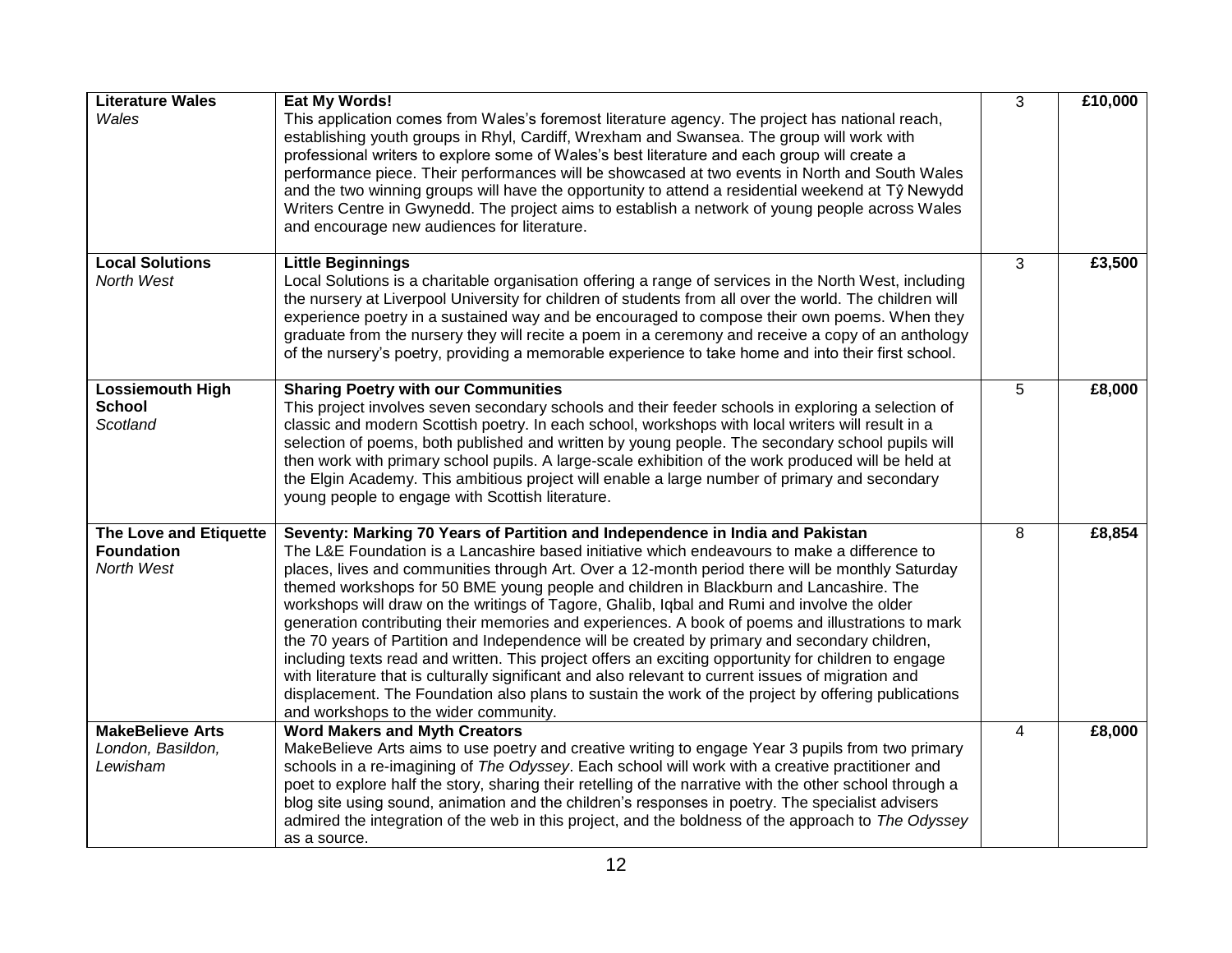| | | | |
|---|---|---|---|
| **Literature Wales**<br>*Wales* | **Eat My Words!**<br>This application comes from Wales's foremost literature agency. The project has national reach, establishing youth groups in Rhyl, Cardiff, Wrexham and Swansea. The group will work with professional writers to explore some of Wales's best literature and each group will create a performance piece. Their performances will be showcased at two events in North and South Wales and the two winning groups will have the opportunity to attend a residential weekend at Tŷ Newydd Writers Centre in Gwynedd. The project aims to establish a network of young people across Wales and encourage new audiences for literature. | 3 | **£10,000** |
| **Local Solutions**<br>*North West* | **Little Beginnings**<br>Local Solutions is a charitable organisation offering a range of services in the North West, including the nursery at Liverpool University for children of students from all over the world. The children will experience poetry in a sustained way and be encouraged to compose their own poems. When they graduate from the nursery they will recite a poem in a ceremony and receive a copy of an anthology of the nursery's poetry, providing a memorable experience to take home and into their first school. | 3 | **£3,500** |
| **Lossiemouth High School**<br>*Scotland* | **Sharing Poetry with our Communities**<br>This project involves seven secondary schools and their feeder schools in exploring a selection of classic and modern Scottish poetry. In each school, workshops with local writers will result in a selection of poems, both published and written by young people. The secondary school pupils will then work with primary school pupils. A large-scale exhibition of the work produced will be held at the Elgin Academy. This ambitious project will enable a large number of primary and secondary young people to engage with Scottish literature. | 5 | **£8,000** |
| **The Love and Etiquette Foundation**<br>*North West* | **Seventy: Marking 70 Years of Partition and Independence in India and Pakistan**<br>The L&E Foundation is a Lancashire based initiative which endeavours to make a difference to places, lives and communities through Art. Over a 12-month period there will be monthly Saturday themed workshops for 50 BME young people and children in Blackburn and Lancashire. The workshops will draw on the writings of Tagore, Ghalib, Iqbal and Rumi and involve the older generation contributing their memories and experiences. A book of poems and illustrations to mark the 70 years of Partition and Independence will be created by primary and secondary children, including texts read and written. This project offers an exciting opportunity for children to engage with literature that is culturally significant and also relevant to current issues of migration and displacement. The Foundation also plans to sustain the work of the project by offering publications and workshops to the wider community. | 8 | **£8,854** |
| **MakeBelieve Arts**<br>*London, Basildon, Lewisham* | **Word Makers and Myth Creators**<br>MakeBelieve Arts aims to use poetry and creative writing to engage Year 3 pupils from two primary schools in a re-imagining of *The Odyssey*. Each school will work with a creative practitioner and poet to explore half the story, sharing their retelling of the narrative with the other school through a blog site using sound, animation and the children's responses in poetry. The specialist advisers admired the integration of the web in this project, and the boldness of the approach to *The Odyssey* as a source. | 4 | **£8,000** |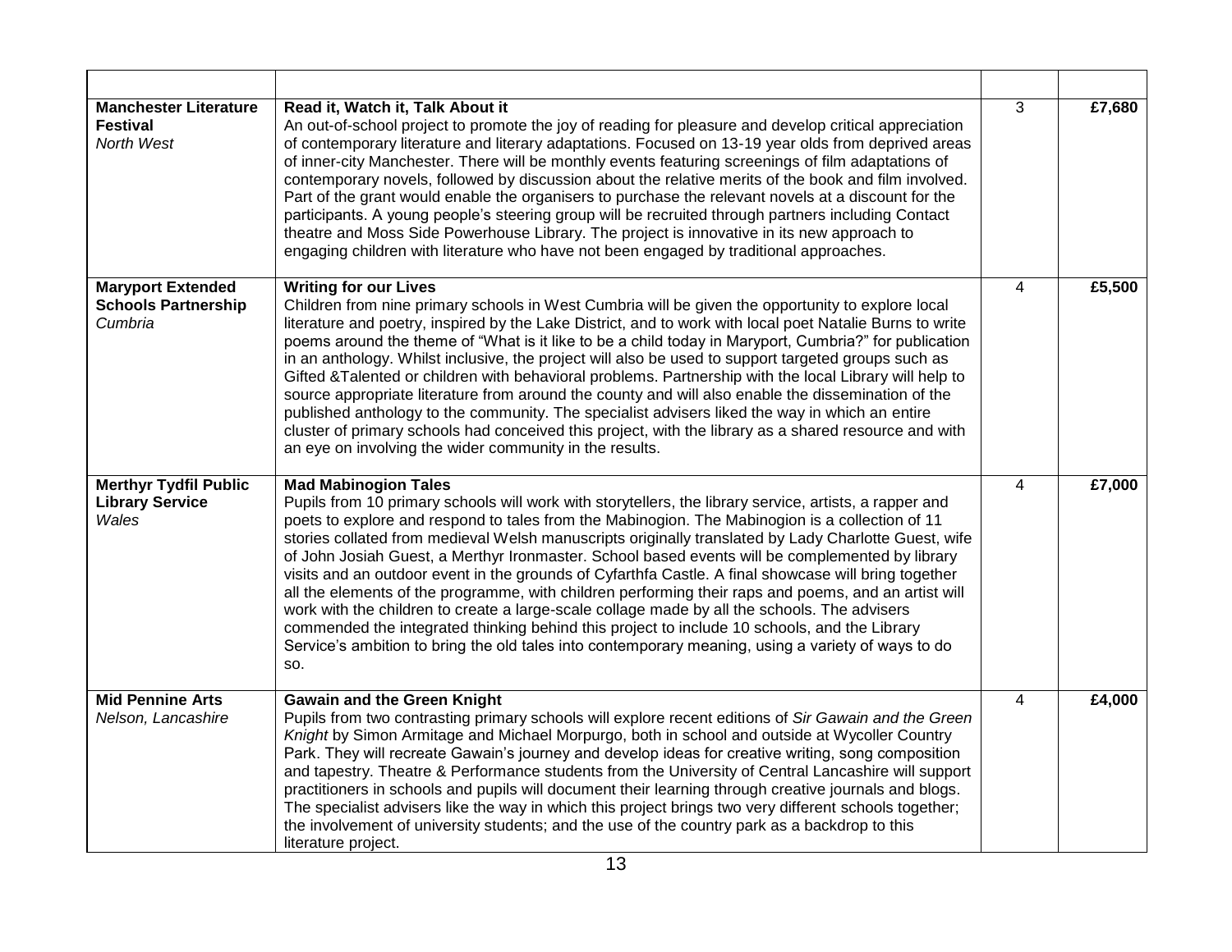| | | | |
|---|---|---|---|
| **Manchester Literature Festival** *North West* | **Read it, Watch it, Talk About it** An out-of-school project to promote the joy of reading for pleasure and develop critical appreciation of contemporary literature and literary adaptations. Focused on 13-19 year olds from deprived areas of inner-city Manchester. There will be monthly events featuring screenings of film adaptations of contemporary novels, followed by discussion about the relative merits of the book and film involved. Part of the grant would enable the organisers to purchase the relevant novels at a discount for the participants. A young people's steering group will be recruited through partners including Contact theatre and Moss Side Powerhouse Library. The project is innovative in its new approach to engaging children with literature who have not been engaged by traditional approaches. | 3 | **£7,680** |
| **Maryport Extended Schools Partnership** *Cumbria* | **Writing for our Lives** Children from nine primary schools in West Cumbria will be given the opportunity to explore local literature and poetry, inspired by the Lake District, and to work with local poet Natalie Burns to write poems around the theme of "What is it like to be a child today in Maryport, Cumbria?" for publication in an anthology. Whilst inclusive, the project will also be used to support targeted groups such as Gifted &Talented or children with behavioral problems. Partnership with the local Library will help to source appropriate literature from around the county and will also enable the dissemination of the published anthology to the community. The specialist advisers liked the way in which an entire cluster of primary schools had conceived this project, with the library as a shared resource and with an eye on involving the wider community in the results. | 4 | **£5,500** |
| **Merthyr Tydfil Public Library Service** *Wales* | **Mad Mabinogion Tales** Pupils from 10 primary schools will work with storytellers, the library service, artists, a rapper and poets to explore and respond to tales from the Mabinogion. The Mabinogion is a collection of 11 stories collated from medieval Welsh manuscripts originally translated by Lady Charlotte Guest, wife of John Josiah Guest, a Merthyr Ironmaster. School based events will be complemented by library visits and an outdoor event in the grounds of Cyfarthfa Castle. A final showcase will bring together all the elements of the programme, with children performing their raps and poems, and an artist will work with the children to create a large-scale collage made by all the schools. The advisers commended the integrated thinking behind this project to include 10 schools, and the Library Service's ambition to bring the old tales into contemporary meaning, using a variety of ways to do so. | 4 | **£7,000** |
| **Mid Pennine Arts** *Nelson, Lancashire* | **Gawain and the Green Knight** Pupils from two contrasting primary schools will explore recent editions of *Sir Gawain and the Green Knight* by Simon Armitage and Michael Morpurgo, both in school and outside at Wycoller Country Park. They will recreate Gawain's journey and develop ideas for creative writing, song composition and tapestry. Theatre & Performance students from the University of Central Lancashire will support practitioners in schools and pupils will document their learning through creative journals and blogs. The specialist advisers like the way in which this project brings two very different schools together; the involvement of university students; and the use of the country park as a backdrop to this literature project. | 4 | **£4,000** |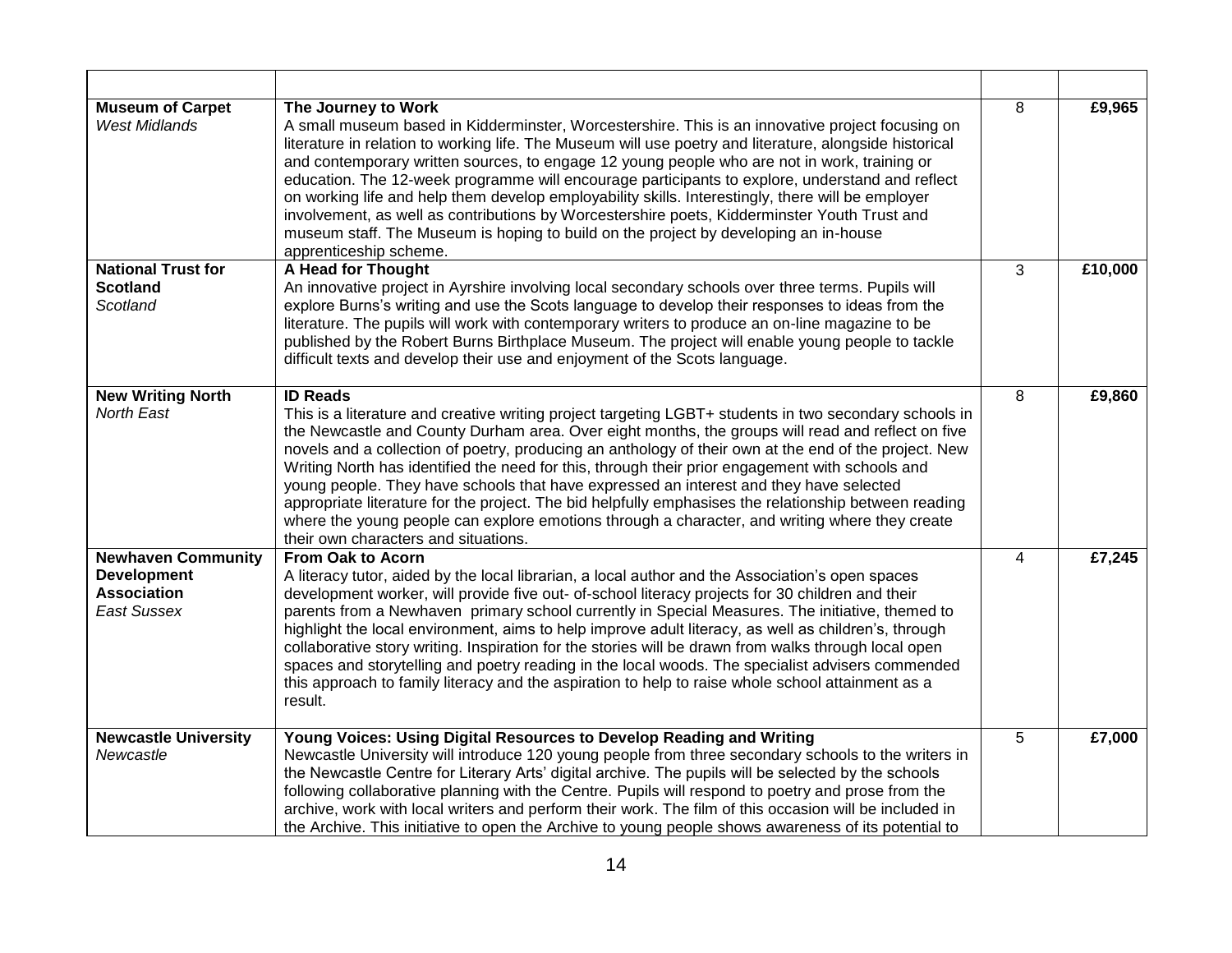| | | | |
|---|---|---|---|
| **Museum of Carpet**<br>*West Midlands* | **The Journey to Work**<br>A small museum based in Kidderminster, Worcestershire. This is an innovative project focusing on literature in relation to working life. The Museum will use poetry and literature, alongside historical and contemporary written sources, to engage 12 young people who are not in work, training or education. The 12-week programme will encourage participants to explore, understand and reflect on working life and help them develop employability skills. Interestingly, there will be employer involvement, as well as contributions by Worcestershire poets, Kidderminster Youth Trust and museum staff. The Museum is hoping to build on the project by developing an in-house apprenticeship scheme. | 8 | **£9,965** |
| **National Trust for Scotland**<br>*Scotland* | **A Head for Thought**<br>An innovative project in Ayrshire involving local secondary schools over three terms. Pupils will explore Burns's writing and use the Scots language to develop their responses to ideas from the literature. The pupils will work with contemporary writers to produce an on-line magazine to be published by the Robert Burns Birthplace Museum. The project will enable young people to tackle difficult texts and develop their use and enjoyment of the Scots language. | 3 | **£10,000** |
| **New Writing North**<br>*North East* | **ID Reads**<br>This is a literature and creative writing project targeting LGBT+ students in two secondary schools in the Newcastle and County Durham area. Over eight months, the groups will read and reflect on five novels and a collection of poetry, producing an anthology of their own at the end of the project. New Writing North has identified the need for this, through their prior engagement with schools and young people. They have schools that have expressed an interest and they have selected appropriate literature for the project. The bid helpfully emphasises the relationship between reading where the young people can explore emotions through a character, and writing where they create their own characters and situations. | 8 | **£9,860** |
| **Newhaven Community Development Association**<br>*East Sussex* | **From Oak to Acorn**<br>A literacy tutor, aided by the local librarian, a local author and the Association's open spaces development worker, will provide five out- of-school literacy projects for 30 children and their parents from a Newhaven primary school currently in Special Measures. The initiative, themed to highlight the local environment, aims to help improve adult literacy, as well as children's, through collaborative story writing. Inspiration for the stories will be drawn from walks through local open spaces and storytelling and poetry reading in the local woods. The specialist advisers commended this approach to family literacy and the aspiration to help to raise whole school attainment as a result. | 4 | **£7,245** |
| **Newcastle University**<br>*Newcastle* | **Young Voices: Using Digital Resources to Develop Reading and Writing**<br>Newcastle University will introduce 120 young people from three secondary schools to the writers in the Newcastle Centre for Literary Arts' digital archive. The pupils will be selected by the schools following collaborative planning with the Centre. Pupils will respond to poetry and prose from the archive, work with local writers and perform their work. The film of this occasion will be included in the Archive. This initiative to open the Archive to young people shows awareness of its potential to | 5 | **£7,000** |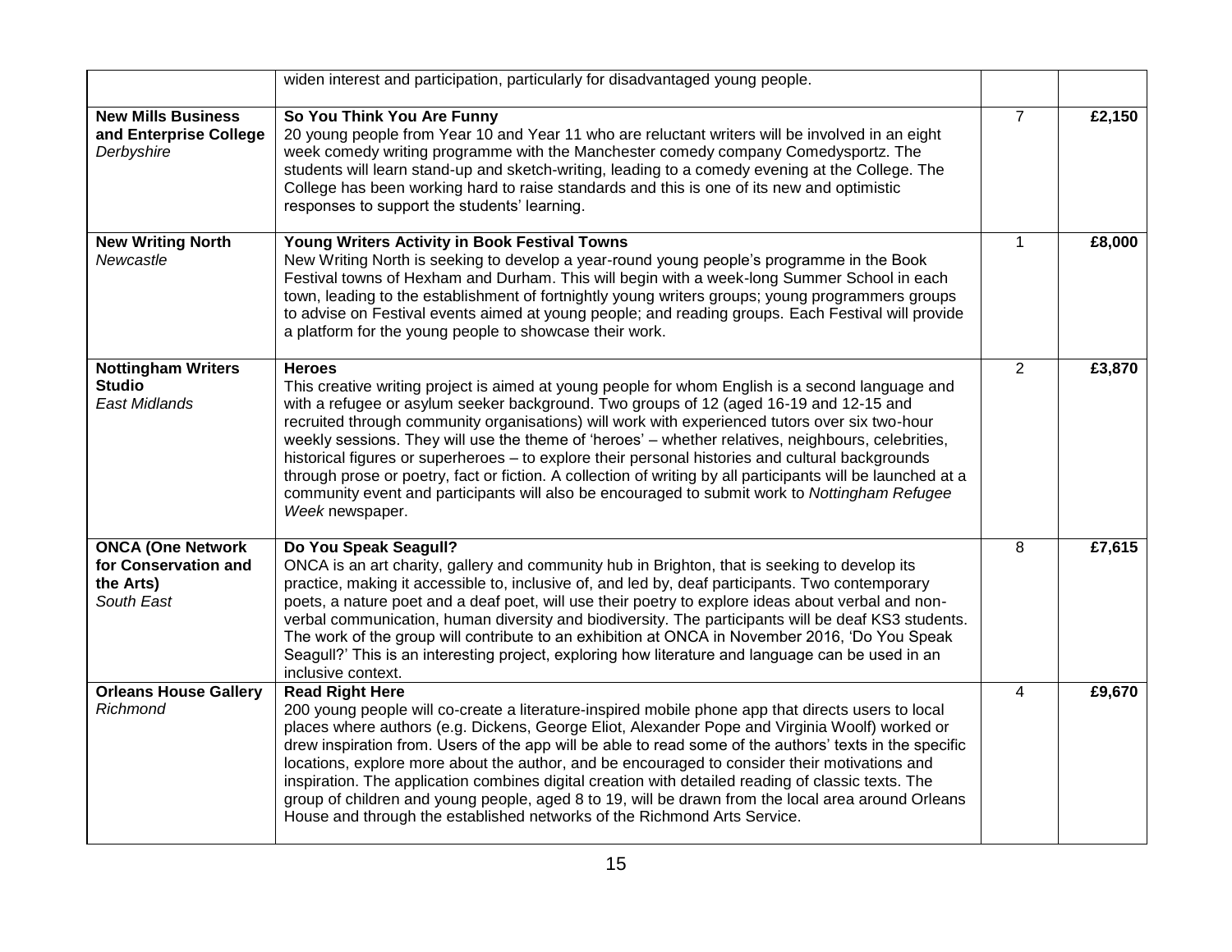| | | | |
|---|---|---|---|
| | widen interest and participation, particularly for disadvantaged young people. | | |
| **New Mills Business and Enterprise College** *Derbyshire* | **So You Think You Are Funny** 20 young people from Year 10 and Year 11 who are reluctant writers will be involved in an eight week comedy writing programme with the Manchester comedy company Comedysportz. The students will learn stand-up and sketch-writing, leading to a comedy evening at the College. The College has been working hard to raise standards and this is one of its new and optimistic responses to support the students' learning. | 7 | **£2,150** |
| **New Writing North** *Newcastle* | **Young Writers Activity in Book Festival Towns** New Writing North is seeking to develop a year-round young people's programme in the Book Festival towns of Hexham and Durham. This will begin with a week-long Summer School in each town, leading to the establishment of fortnightly young writers groups; young programmers groups to advise on Festival events aimed at young people; and reading groups. Each Festival will provide a platform for the young people to showcase their work. | 1 | **£8,000** |
| **Nottingham Writers Studio** *East Midlands* | **Heroes** This creative writing project is aimed at young people for whom English is a second language and with a refugee or asylum seeker background. Two groups of 12 (aged 16-19 and 12-15 and recruited through community organisations) will work with experienced tutors over six two-hour weekly sessions. They will use the theme of 'heroes' – whether relatives, neighbours, celebrities, historical figures or superheroes – to explore their personal histories and cultural backgrounds through prose or poetry, fact or fiction. A collection of writing by all participants will be launched at a community event and participants will also be encouraged to submit work to *Nottingham Refugee Week* newspaper. | 2 | **£3,870** |
| **ONCA (One Network for Conservation and the Arts)** *South East* | **Do You Speak Seagull?** ONCA is an art charity, gallery and community hub in Brighton, that is seeking to develop its practice, making it accessible to, inclusive of, and led by, deaf participants. Two contemporary poets, a nature poet and a deaf poet, will use their poetry to explore ideas about verbal and non-verbal communication, human diversity and biodiversity. The participants will be deaf KS3 students. The work of the group will contribute to an exhibition at ONCA in November 2016, 'Do You Speak Seagull?' This is an interesting project, exploring how literature and language can be used in an inclusive context. | 8 | **£7,615** |
| **Orleans House Gallery** *Richmond* | **Read Right Here** 200 young people will co-create a literature-inspired mobile phone app that directs users to local places where authors (e.g. Dickens, George Eliot, Alexander Pope and Virginia Woolf) worked or drew inspiration from. Users of the app will be able to read some of the authors' texts in the specific locations, explore more about the author, and be encouraged to consider their motivations and inspiration. The application combines digital creation with detailed reading of classic texts. The group of children and young people, aged 8 to 19, will be drawn from the local area around Orleans House and through the established networks of the Richmond Arts Service. | 4 | **£9,670** |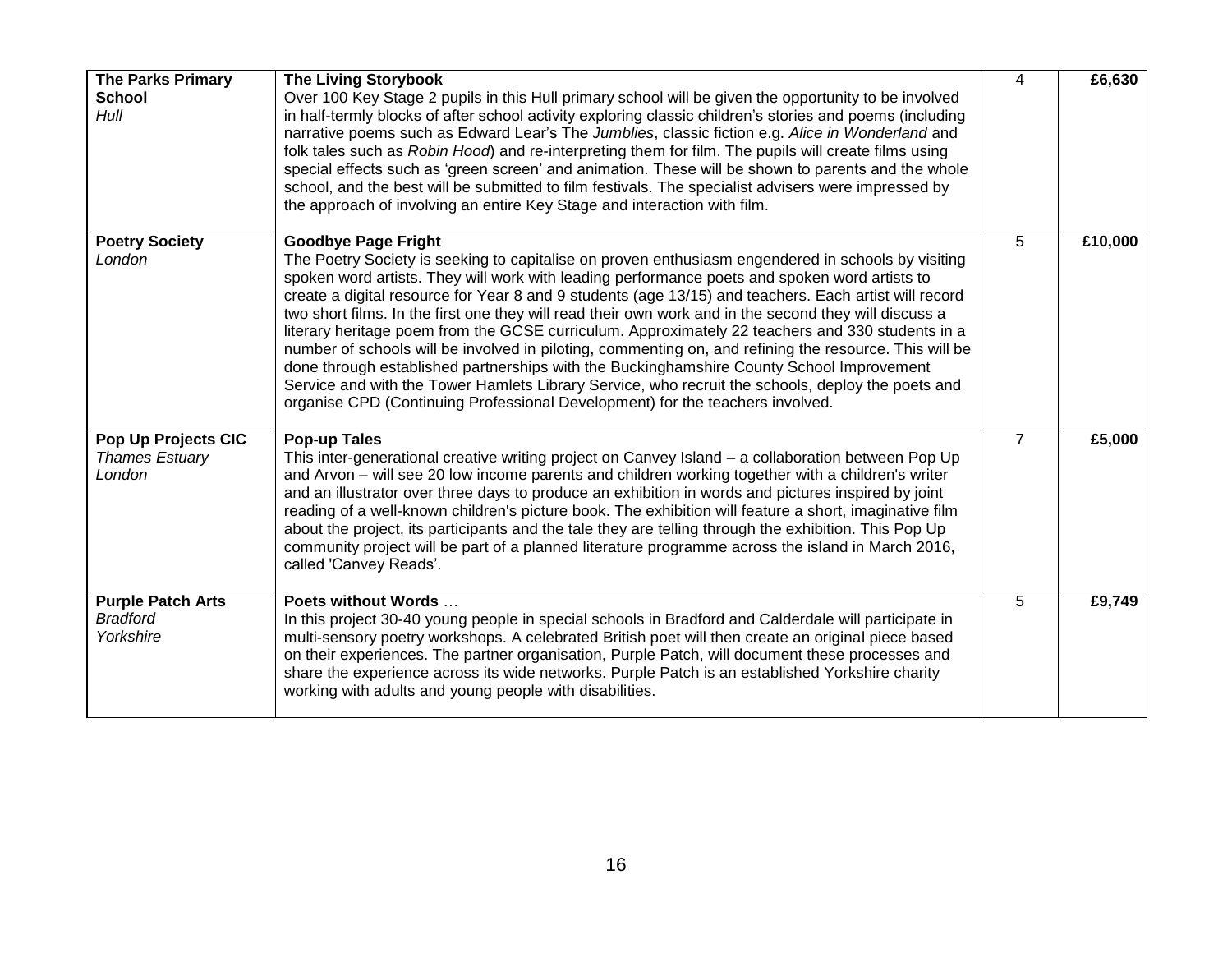| | | | |
|---|---|---|---|
| **The Parks Primary School**<br>*Hull* | **The Living Storybook**<br>Over 100 Key Stage 2 pupils in this Hull primary school will be given the opportunity to be involved in half-termly blocks of after school activity exploring classic children's stories and poems (including narrative poems such as Edward Lear's The *Jumblies*, classic fiction e.g. *Alice in Wonderland* and folk tales such as *Robin Hood*) and re-interpreting them for film. The pupils will create films using special effects such as 'green screen' and animation. These will be shown to parents and the whole school, and the best will be submitted to film festivals. The specialist advisers were impressed by the approach of involving an entire Key Stage and interaction with film. | 4 | **£6,630** |
| **Poetry Society**<br>*London* | **Goodbye Page Fright**<br>The Poetry Society is seeking to capitalise on proven enthusiasm engendered in schools by visiting spoken word artists. They will work with leading performance poets and spoken word artists to create a digital resource for Year 8 and 9 students (age 13/15) and teachers. Each artist will record two short films. In the first one they will read their own work and in the second they will discuss a literary heritage poem from the GCSE curriculum. Approximately 22 teachers and 330 students in a number of schools will be involved in piloting, commenting on, and refining the resource. This will be done through established partnerships with the Buckinghamshire County School Improvement Service and with the Tower Hamlets Library Service, who recruit the schools, deploy the poets and organise CPD (Continuing Professional Development) for the teachers involved. | 5 | **£10,000** |
| **Pop Up Projects CIC**<br>*Thames Estuary*<br>*London* | **Pop-up Tales**<br>This inter-generational creative writing project on Canvey Island – a collaboration between Pop Up and Arvon – will see 20 low income parents and children working together with a children's writer and an illustrator over three days to produce an exhibition in words and pictures inspired by joint reading of a well-known children's picture book. The exhibition will feature a short, imaginative film about the project, its participants and the tale they are telling through the exhibition. This Pop Up community project will be part of a planned literature programme across the island in March 2016, called 'Canvey Reads'. | 7 | **£5,000** |
| **Purple Patch Arts**<br>*Bradford*<br>*Yorkshire* | **Poets without Words …**<br>In this project 30-40 young people in special schools in Bradford and Calderdale will participate in multi-sensory poetry workshops. A celebrated British poet will then create an original piece based on their experiences. The partner organisation, Purple Patch, will document these processes and share the experience across its wide networks. Purple Patch is an established Yorkshire charity working with adults and young people with disabilities. | 5 | **£9,749** |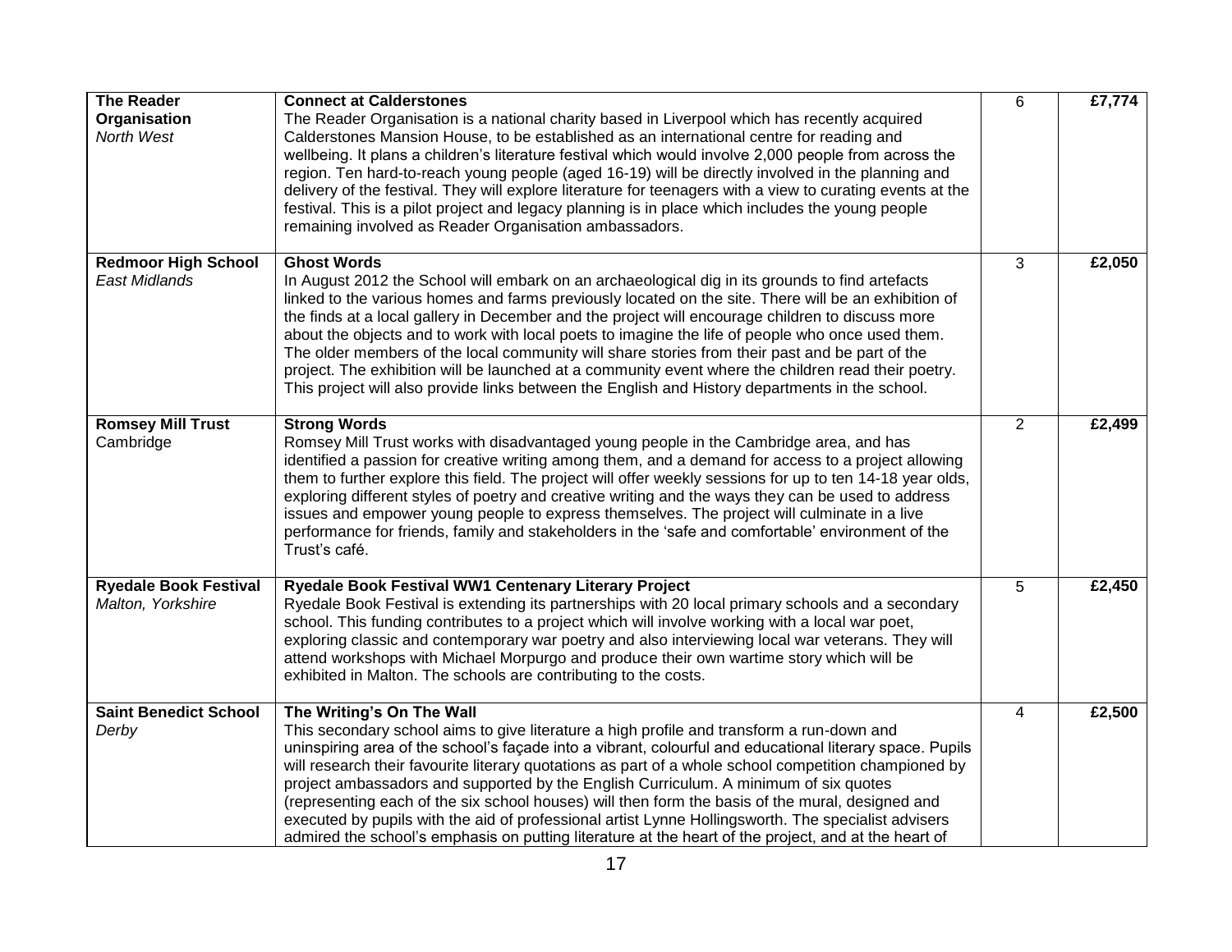| | | | |
|---|---|---|---|
| **The Reader Organisation**<br>*North West* | **Connect at Calderstones**<br>The Reader Organisation is a national charity based in Liverpool which has recently acquired Calderstones Mansion House, to be established as an international centre for reading and wellbeing. It plans a children's literature festival which would involve 2,000 people from across the region. Ten hard-to-reach young people (aged 16-19) will be directly involved in the planning and delivery of the festival. They will explore literature for teenagers with a view to curating events at the festival. This is a pilot project and legacy planning is in place which includes the young people remaining involved as Reader Organisation ambassadors. | 6 | **£7,774** |
| **Redmoor High School**<br>*East Midlands* | **Ghost Words**<br>In August 2012 the School will embark on an archaeological dig in its grounds to find artefacts linked to the various homes and farms previously located on the site. There will be an exhibition of the finds at a local gallery in December and the project will encourage children to discuss more about the objects and to work with local poets to imagine the life of people who once used them. The older members of the local community will share stories from their past and be part of the project. The exhibition will be launched at a community event where the children read their poetry. This project will also provide links between the English and History departments in the school. | 3 | **£2,050** |
| **Romsey Mill Trust**<br>Cambridge | **Strong Words**<br>Romsey Mill Trust works with disadvantaged young people in the Cambridge area, and has identified a passion for creative writing among them, and a demand for access to a project allowing them to further explore this field. The project will offer weekly sessions for up to ten 14-18 year olds, exploring different styles of poetry and creative writing and the ways they can be used to address issues and empower young people to express themselves. The project will culminate in a live performance for friends, family and stakeholders in the 'safe and comfortable' environment of the Trust's café. | 2 | **£2,499** |
| **Ryedale Book Festival**<br>*Malton, Yorkshire* | **Ryedale Book Festival WW1 Centenary Literary Project**<br>Ryedale Book Festival is extending its partnerships with 20 local primary schools and a secondary school. This funding contributes to a project which will involve working with a local war poet, exploring classic and contemporary war poetry and also interviewing local war veterans. They will attend workshops with Michael Morpurgo and produce their own wartime story which will be exhibited in Malton. The schools are contributing to the costs. | 5 | **£2,450** |
| **Saint Benedict School**<br>*Derby* | **The Writing's On The Wall**<br>This secondary school aims to give literature a high profile and transform a run-down and uninspiring area of the school's façade into a vibrant, colourful and educational literary space. Pupils will research their favourite literary quotations as part of a whole school competition championed by project ambassadors and supported by the English Curriculum. A minimum of six quotes (representing each of the six school houses) will then form the basis of the mural, designed and executed by pupils with the aid of professional artist Lynne Hollingsworth. The specialist advisers admired the school's emphasis on putting literature at the heart of the project, and at the heart of | 4 | **£2,500** |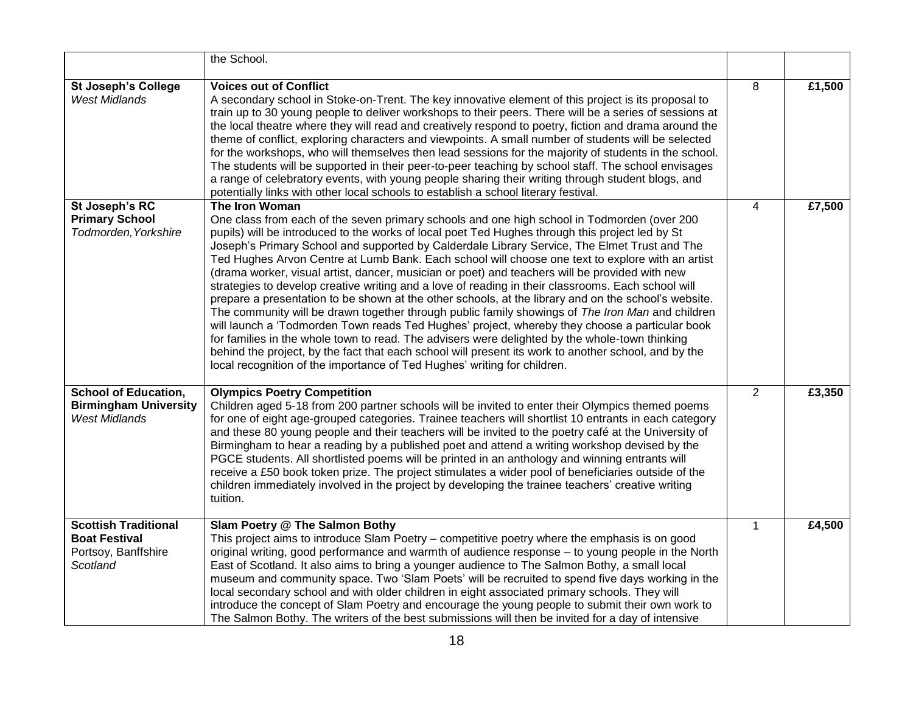| | | | |
|---|---|---|---|
| | the School. | | |
| **St Joseph's College** *West Midlands* | **Voices out of Conflict** A secondary school in Stoke-on-Trent. The key innovative element of this project is its proposal to train up to 30 young people to deliver workshops to their peers. There will be a series of sessions at the local theatre where they will read and creatively respond to poetry, fiction and drama around the theme of conflict, exploring characters and viewpoints. A small number of students will be selected for the workshops, who will themselves then lead sessions for the majority of students in the school. The students will be supported in their peer-to-peer teaching by school staff. The school envisages a range of celebratory events, with young people sharing their writing through student blogs, and potentially links with other local schools to establish a school literary festival. | 8 | **£1,500** |
| **St Joseph's RC Primary School** *Todmorden, Yorkshire* | **The Iron Woman** One class from each of the seven primary schools and one high school in Todmorden (over 200 pupils) will be introduced to the works of local poet Ted Hughes through this project led by St Joseph's Primary School and supported by Calderdale Library Service, The Elmet Trust and The Ted Hughes Arvon Centre at Lumb Bank. Each school will choose one text to explore with an artist (drama worker, visual artist, dancer, musician or poet) and teachers will be provided with new strategies to develop creative writing and a love of reading in their classrooms. Each school will prepare a presentation to be shown at the other schools, at the library and on the school's website. The community will be drawn together through public family showings of *The Iron Man* and children will launch a 'Todmorden Town reads Ted Hughes' project, whereby they choose a particular book for families in the whole town to read. The advisers were delighted by the whole-town thinking behind the project, by the fact that each school will present its work to another school, and by the local recognition of the importance of Ted Hughes' writing for children. | 4 | **£7,500** |
| **School of Education, Birmingham University** *West Midlands* | **Olympics Poetry Competition** Children aged 5-18 from 200 partner schools will be invited to enter their Olympics themed poems for one of eight age-grouped categories. Trainee teachers will shortlist 10 entrants in each category and these 80 young people and their teachers will be invited to the poetry café at the University of Birmingham to hear a reading by a published poet and attend a writing workshop devised by the PGCE students. All shortlisted poems will be printed in an anthology and winning entrants will receive a £50 book token prize. The project stimulates a wider pool of beneficiaries outside of the children immediately involved in the project by developing the trainee teachers' creative writing tuition. | 2 | **£3,350** |
| **Scottish Traditional Boat Festival** Portsoy, Banffshire *Scotland* | **Slam Poetry @ The Salmon Bothy** This project aims to introduce Slam Poetry – competitive poetry where the emphasis is on good original writing, good performance and warmth of audience response – to young people in the North East of Scotland. It also aims to bring a younger audience to The Salmon Bothy, a small local museum and community space. Two 'Slam Poets' will be recruited to spend five days working in the local secondary school and with older children in eight associated primary schools. They will introduce the concept of Slam Poetry and encourage the young people to submit their own work to The Salmon Bothy. The writers of the best submissions will then be invited for a day of intensive | 1 | **£4,500** |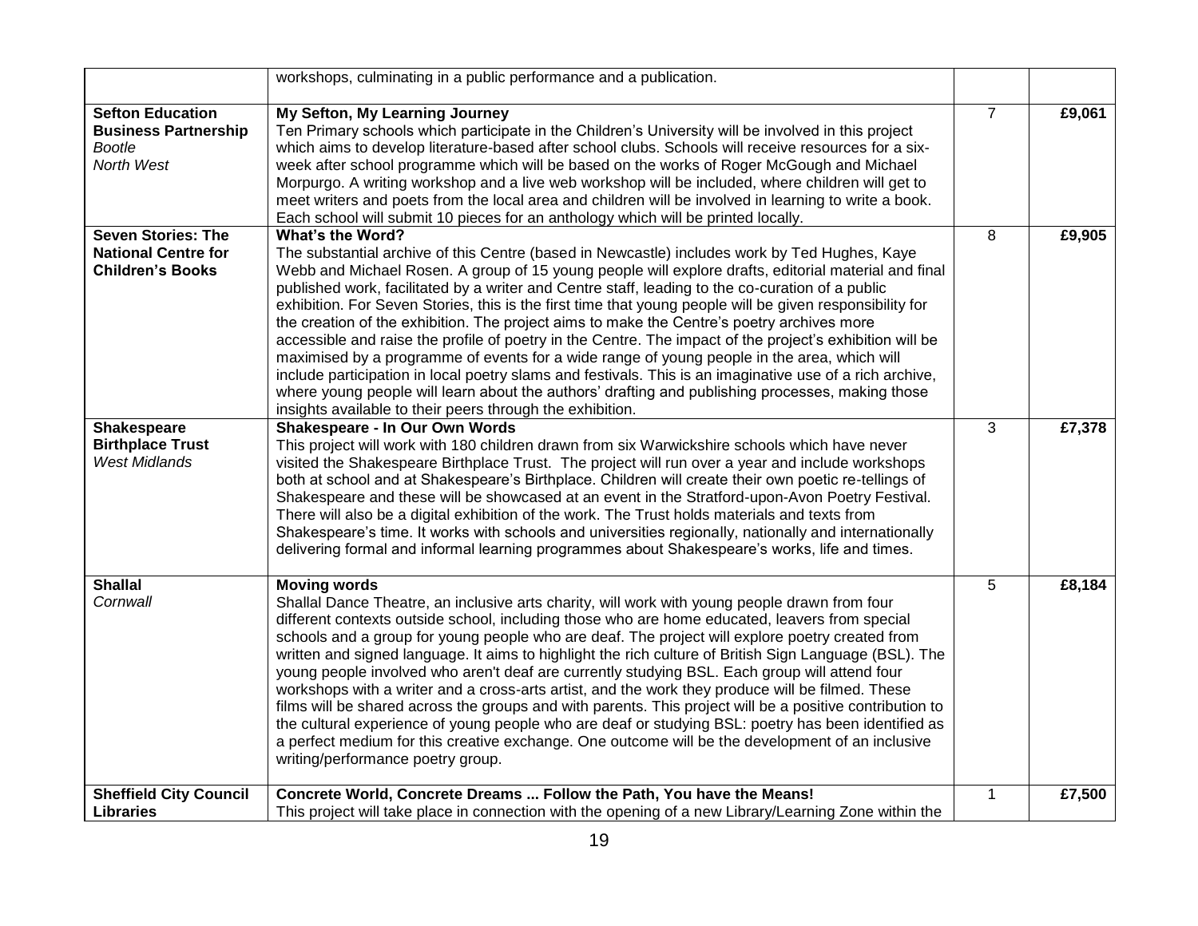| | | | |
|---|---|---|---|
| | workshops, culminating in a public performance and a publication. | | |
| **Sefton Education Business Partnership** *Bootle* *North West* | **My Sefton, My Learning Journey** Ten Primary schools which participate in the Children's University will be involved in this project which aims to develop literature-based after school clubs. Schools will receive resources for a six-week after school programme which will be based on the works of Roger McGough and Michael Morpurgo. A writing workshop and a live web workshop will be included, where children will get to meet writers and poets from the local area and children will be involved in learning to write a book. Each school will submit 10 pieces for an anthology which will be printed locally. | 7 | **£9,061** |
| **Seven Stories: The National Centre for Children's Books** | **What's the Word?** The substantial archive of this Centre (based in Newcastle) includes work by Ted Hughes, Kaye Webb and Michael Rosen. A group of 15 young people will explore drafts, editorial material and final published work, facilitated by a writer and Centre staff, leading to the co-curation of a public exhibition. For Seven Stories, this is the first time that young people will be given responsibility for the creation of the exhibition. The project aims to make the Centre's poetry archives more accessible and raise the profile of poetry in the Centre. The impact of the project's exhibition will be maximised by a programme of events for a wide range of young people in the area, which will include participation in local poetry slams and festivals. This is an imaginative use of a rich archive, where young people will learn about the authors' drafting and publishing processes, making those insights available to their peers through the exhibition. | 8 | **£9,905** |
| **Shakespeare Birthplace Trust** *West Midlands* | **Shakespeare - In Our Own Words** This project will work with 180 children drawn from six Warwickshire schools which have never visited the Shakespeare Birthplace Trust. The project will run over a year and include workshops both at school and at Shakespeare's Birthplace. Children will create their own poetic re-tellings of Shakespeare and these will be showcased at an event in the Stratford-upon-Avon Poetry Festival. There will also be a digital exhibition of the work. The Trust holds materials and texts from Shakespeare's time. It works with schools and universities regionally, nationally and internationally delivering formal and informal learning programmes about Shakespeare's works, life and times. | 3 | **£7,378** |
| **Shallal** *Cornwall* | **Moving words** Shallal Dance Theatre, an inclusive arts charity, will work with young people drawn from four different contexts outside school, including those who are home educated, leavers from special schools and a group for young people who are deaf. The project will explore poetry created from written and signed language. It aims to highlight the rich culture of British Sign Language (BSL). The young people involved who aren't deaf are currently studying BSL. Each group will attend four workshops with a writer and a cross-arts artist, and the work they produce will be filmed. These films will be shared across the groups and with parents. This project will be a positive contribution to the cultural experience of young people who are deaf or studying BSL: poetry has been identified as a perfect medium for this creative exchange. One outcome will be the development of an inclusive writing/performance poetry group. | 5 | **£8,184** |
| **Sheffield City Council Libraries** | **Concrete World, Concrete Dreams ... Follow the Path, You have the Means!** This project will take place in connection with the opening of a new Library/Learning Zone within the | 1 | **£7,500** |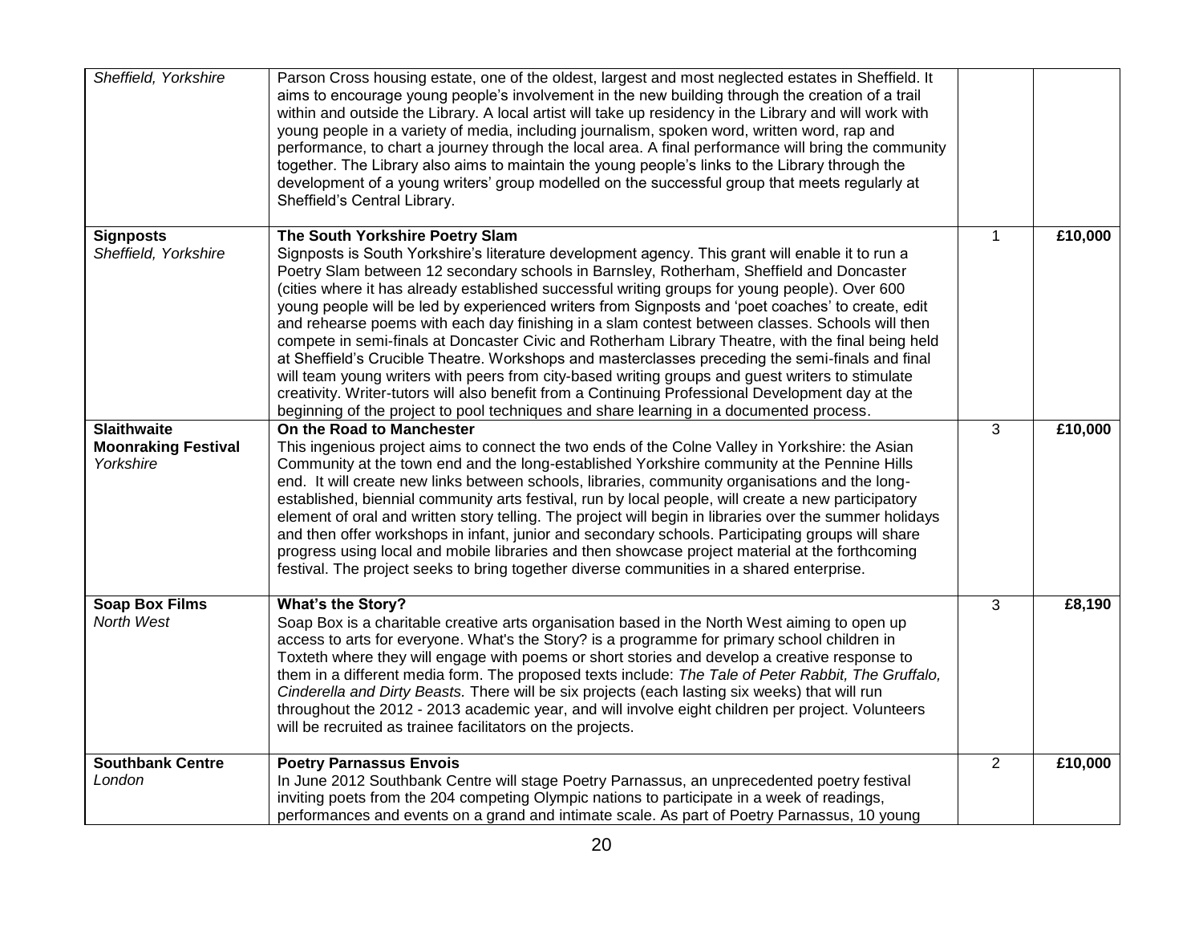| | | | |
|---|---|---|---|
| *Sheffield, Yorkshire* | Parson Cross housing estate, one of the oldest, largest and most neglected estates in Sheffield. It aims to encourage young people's involvement in the new building through the creation of a trail within and outside the Library. A local artist will take up residency in the Library and will work with young people in a variety of media, including journalism, spoken word, written word, rap and performance, to chart a journey through the local area. A final performance will bring the community together. The Library also aims to maintain the young people's links to the Library through the development of a young writers' group modelled on the successful group that meets regularly at Sheffield's Central Library. | | |
| **Signposts** *Sheffield, Yorkshire* | **The South Yorkshire Poetry Slam** Signposts is South Yorkshire's literature development agency. This grant will enable it to run a Poetry Slam between 12 secondary schools in Barnsley, Rotherham, Sheffield and Doncaster (cities where it has already established successful writing groups for young people). Over 600 young people will be led by experienced writers from Signposts and 'poet coaches' to create, edit and rehearse poems with each day finishing in a slam contest between classes. Schools will then compete in semi-finals at Doncaster Civic and Rotherham Library Theatre, with the final being held at Sheffield's Crucible Theatre. Workshops and masterclasses preceding the semi-finals and final will team young writers with peers from city-based writing groups and guest writers to stimulate creativity. Writer-tutors will also benefit from a Continuing Professional Development day at the beginning of the project to pool techniques and share learning in a documented process. | 1 | **£10,000** |
| **Slaithwaite Moonraking Festival** *Yorkshire* | **On the Road to Manchester** This ingenious project aims to connect the two ends of the Colne Valley in Yorkshire: the Asian Community at the town end and the long-established Yorkshire community at the Pennine Hills end. It will create new links between schools, libraries, community organisations and the long-established, biennial community arts festival, run by local people, will create a new participatory element of oral and written story telling. The project will begin in libraries over the summer holidays and then offer workshops in infant, junior and secondary schools. Participating groups will share progress using local and mobile libraries and then showcase project material at the forthcoming festival. The project seeks to bring together diverse communities in a shared enterprise. | 3 | **£10,000** |
| **Soap Box Films** *North West* | **What's the Story?** Soap Box is a charitable creative arts organisation based in the North West aiming to open up access to arts for everyone. What's the Story? is a programme for primary school children in Toxteth where they will engage with poems or short stories and develop a creative response to them in a different media form. The proposed texts include: *The Tale of Peter Rabbit, The Gruffalo, Cinderella and Dirty Beasts.* There will be six projects (each lasting six weeks) that will run throughout the 2012 - 2013 academic year, and will involve eight children per project. Volunteers will be recruited as trainee facilitators on the projects. | 3 | **£8,190** |
| **Southbank Centre** *London* | **Poetry Parnassus Envois** In June 2012 Southbank Centre will stage Poetry Parnassus, an unprecedented poetry festival inviting poets from the 204 competing Olympic nations to participate in a week of readings, performances and events on a grand and intimate scale. As part of Poetry Parnassus, 10 young | 2 | **£10,000** |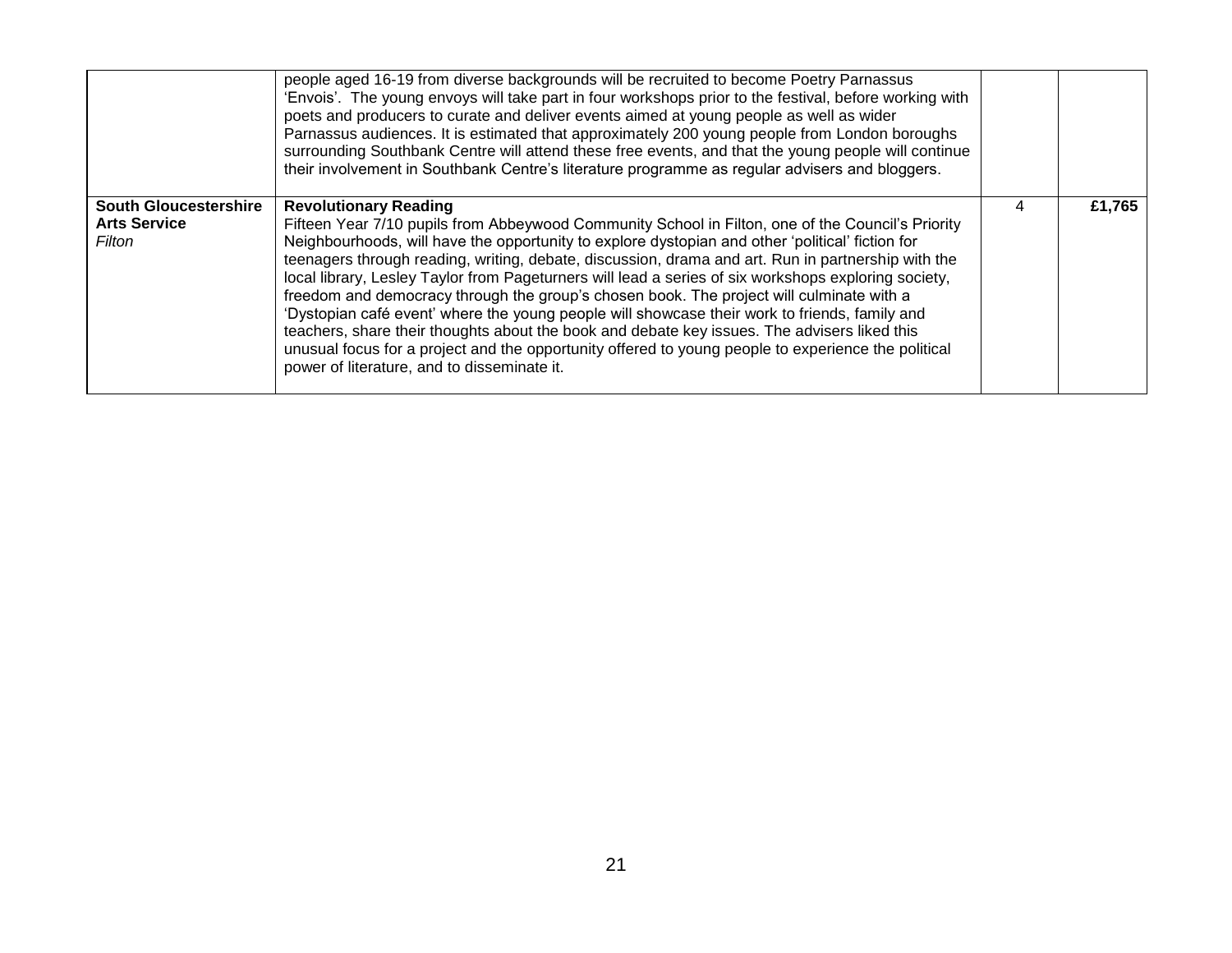| | | | |
|---|---|---|---|
| | people aged 16-19 from diverse backgrounds will be recruited to become Poetry Parnassus 'Envois'. The young envoys will take part in four workshops prior to the festival, before working with poets and producers to curate and deliver events aimed at young people as well as wider Parnassus audiences. It is estimated that approximately 200 young people from London boroughs surrounding Southbank Centre will attend these free events, and that the young people will continue their involvement in Southbank Centre's literature programme as regular advisers and bloggers. | | |
| **South Gloucestershire Arts Service** *Filton* | **Revolutionary Reading** Fifteen Year 7/10 pupils from Abbeywood Community School in Filton, one of the Council's Priority Neighbourhoods, will have the opportunity to explore dystopian and other 'political' fiction for teenagers through reading, writing, debate, discussion, drama and art. Run in partnership with the local library, Lesley Taylor from Pageturners will lead a series of six workshops exploring society, freedom and democracy through the group's chosen book. The project will culminate with a 'Dystopian café event' where the young people will showcase their work to friends, family and teachers, share their thoughts about the book and debate key issues. The advisers liked this unusual focus for a project and the opportunity offered to young people to experience the political power of literature, and to disseminate it. | 4 | **£1,765** |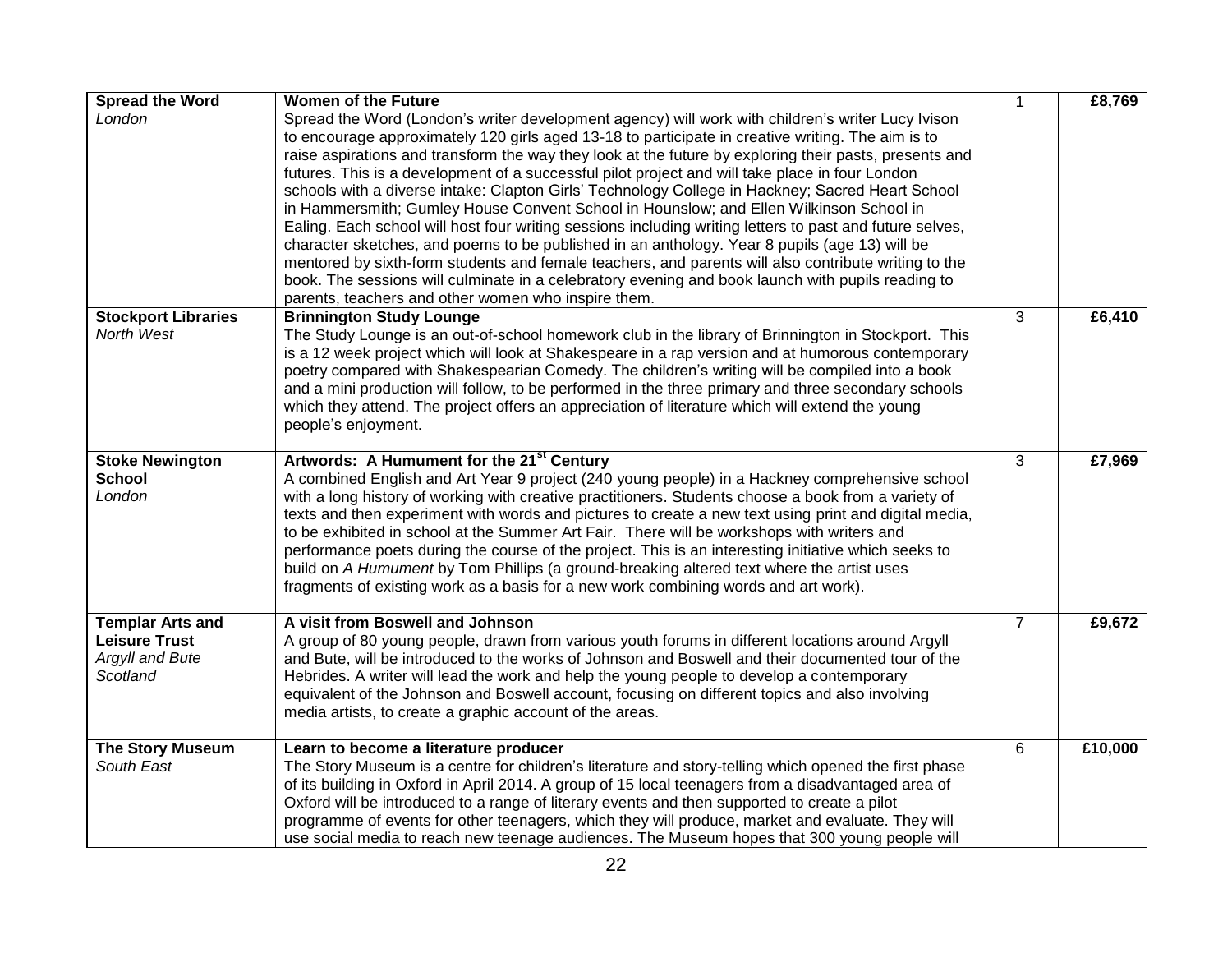| | | | |
|---|---|---|---|
| **Spread the Word** *London* | **Women of the Future** Spread the Word (London's writer development agency) will work with children's writer Lucy Ivison to encourage approximately 120 girls aged 13-18 to participate in creative writing. The aim is to raise aspirations and transform the way they look at the future by exploring their pasts, presents and futures. This is a development of a successful pilot project and will take place in four London schools with a diverse intake: Clapton Girls' Technology College in Hackney; Sacred Heart School in Hammersmith; Gumley House Convent School in Hounslow; and Ellen Wilkinson School in Ealing. Each school will host four writing sessions including writing letters to past and future selves, character sketches, and poems to be published in an anthology. Year 8 pupils (age 13) will be mentored by sixth-form students and female teachers, and parents will also contribute writing to the book. The sessions will culminate in a celebratory evening and book launch with pupils reading to parents, teachers and other women who inspire them. | 1 | **£8,769** |
| **Stockport Libraries** *North West* | **Brinnington Study Lounge** The Study Lounge is an out-of-school homework club in the library of Brinnington in Stockport. This is a 12 week project which will look at Shakespeare in a rap version and at humorous contemporary poetry compared with Shakespearian Comedy. The children's writing will be compiled into a book and a mini production will follow, to be performed in the three primary and three secondary schools which they attend. The project offers an appreciation of literature which will extend the young people's enjoyment. | 3 | **£6,410** |
| **Stoke Newington School** *London* | **Artwords: A Humument for the 21st Century** A combined English and Art Year 9 project (240 young people) in a Hackney comprehensive school with a long history of working with creative practitioners. Students choose a book from a variety of texts and then experiment with words and pictures to create a new text using print and digital media, to be exhibited in school at the Summer Art Fair. There will be workshops with writers and performance poets during the course of the project. This is an interesting initiative which seeks to build on *A Humument* by Tom Phillips (a ground-breaking altered text where the artist uses fragments of existing work as a basis for a new work combining words and art work). | 3 | **£7,969** |
| **Templar Arts and Leisure Trust** *Argyll and Bute Scotland* | **A visit from Boswell and Johnson** A group of 80 young people, drawn from various youth forums in different locations around Argyll and Bute, will be introduced to the works of Johnson and Boswell and their documented tour of the Hebrides. A writer will lead the work and help the young people to develop a contemporary equivalent of the Johnson and Boswell account, focusing on different topics and also involving media artists, to create a graphic account of the areas. | 7 | **£9,672** |
| **The Story Museum** *South East* | **Learn to become a literature producer** The Story Museum is a centre for children's literature and story-telling which opened the first phase of its building in Oxford in April 2014. A group of 15 local teenagers from a disadvantaged area of Oxford will be introduced to a range of literary events and then supported to create a pilot programme of events for other teenagers, which they will produce, market and evaluate. They will use social media to reach new teenage audiences. The Museum hopes that 300 young people will | 6 | **£10,000** |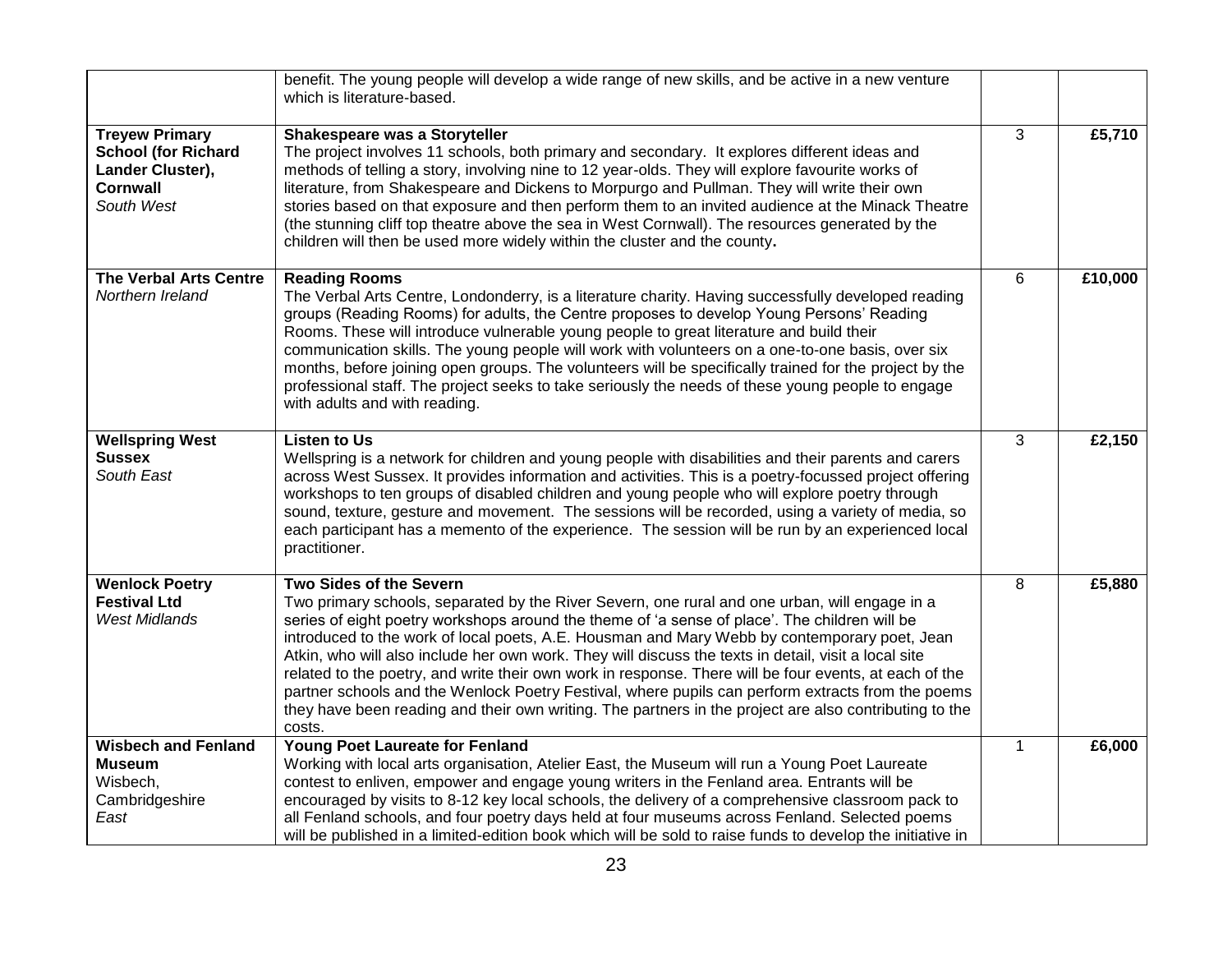| | | | |
|---|---|---|---|
| | benefit. The young people will develop a wide range of new skills, and be active in a new venture which is literature-based. | | |
| **Treyew Primary School (for Richard Lander Cluster), Cornwall** *South West* | **Shakespeare was a Storyteller** The project involves 11 schools, both primary and secondary. It explores different ideas and methods of telling a story, involving nine to 12 year-olds. They will explore favourite works of literature, from Shakespeare and Dickens to Morpurgo and Pullman. They will write their own stories based on that exposure and then perform them to an invited audience at the Minack Theatre (the stunning cliff top theatre above the sea in West Cornwall). The resources generated by the children will then be used more widely within the cluster and the county**.** | 3 | **£5,710** |
| **The Verbal Arts Centre** *Northern Ireland* | **Reading Rooms** The Verbal Arts Centre, Londonderry, is a literature charity. Having successfully developed reading groups (Reading Rooms) for adults, the Centre proposes to develop Young Persons' Reading Rooms. These will introduce vulnerable young people to great literature and build their communication skills. The young people will work with volunteers on a one-to-one basis, over six months, before joining open groups. The volunteers will be specifically trained for the project by the professional staff. The project seeks to take seriously the needs of these young people to engage with adults and with reading. | 6 | **£10,000** |
| **Wellspring West Sussex** *South East* | **Listen to Us** Wellspring is a network for children and young people with disabilities and their parents and carers across West Sussex. It provides information and activities. This is a poetry-focussed project offering workshops to ten groups of disabled children and young people who will explore poetry through sound, texture, gesture and movement. The sessions will be recorded, using a variety of media, so each participant has a memento of the experience. The session will be run by an experienced local practitioner. | 3 | **£2,150** |
| **Wenlock Poetry Festival Ltd** *West Midlands* | **Two Sides of the Severn** Two primary schools, separated by the River Severn, one rural and one urban, will engage in a series of eight poetry workshops around the theme of 'a sense of place'. The children will be introduced to the work of local poets, A.E. Housman and Mary Webb by contemporary poet, Jean Atkin, who will also include her own work. They will discuss the texts in detail, visit a local site related to the poetry, and write their own work in response. There will be four events, at each of the partner schools and the Wenlock Poetry Festival, where pupils can perform extracts from the poems they have been reading and their own writing. The partners in the project are also contributing to the costs. | 8 | **£5,880** |
| **Wisbech and Fenland Museum** Wisbech, Cambridgeshire *East* | **Young Poet Laureate for Fenland** Working with local arts organisation, Atelier East, the Museum will run a Young Poet Laureate contest to enliven, empower and engage young writers in the Fenland area. Entrants will be encouraged by visits to 8-12 key local schools, the delivery of a comprehensive classroom pack to all Fenland schools, and four poetry days held at four museums across Fenland. Selected poems will be published in a limited-edition book which will be sold to raise funds to develop the initiative in | 1 | **£6,000** |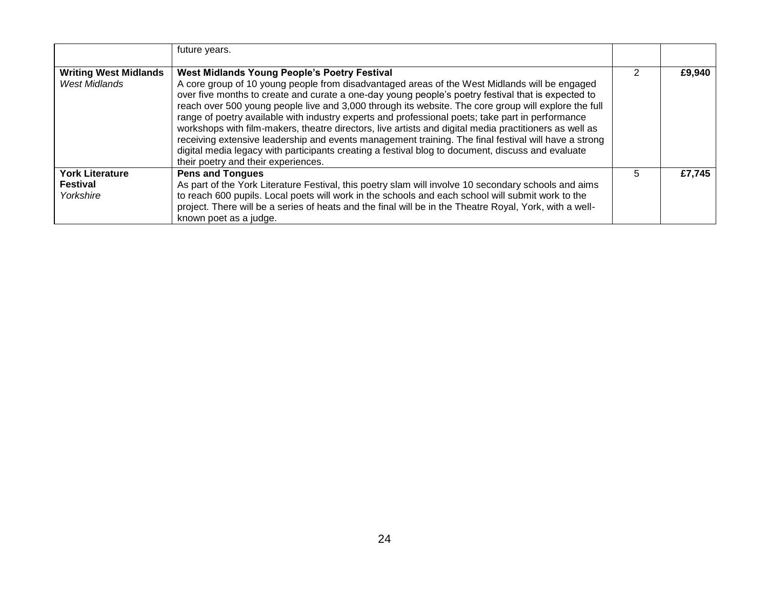| | | | |
|---|---|---|---|
| | future years. | | |
| **Writing West Midlands** *West Midlands* | **West Midlands Young People's Poetry Festival** A core group of 10 young people from disadvantaged areas of the West Midlands will be engaged over five months to create and curate a one-day young people's poetry festival that is expected to reach over 500 young people live and 3,000 through its website. The core group will explore the full range of poetry available with industry experts and professional poets; take part in performance workshops with film-makers, theatre directors, live artists and digital media practitioners as well as receiving extensive leadership and events management training. The final festival will have a strong digital media legacy with participants creating a festival blog to document, discuss and evaluate their poetry and their experiences. | 2 | **£9,940** |
| **York Literature Festival** *Yorkshire* | **Pens and Tongues** As part of the York Literature Festival, this poetry slam will involve 10 secondary schools and aims to reach 600 pupils. Local poets will work in the schools and each school will submit work to the project. There will be a series of heats and the final will be in the Theatre Royal, York, with a well-known poet as a judge. | 5 | **£7,745** |